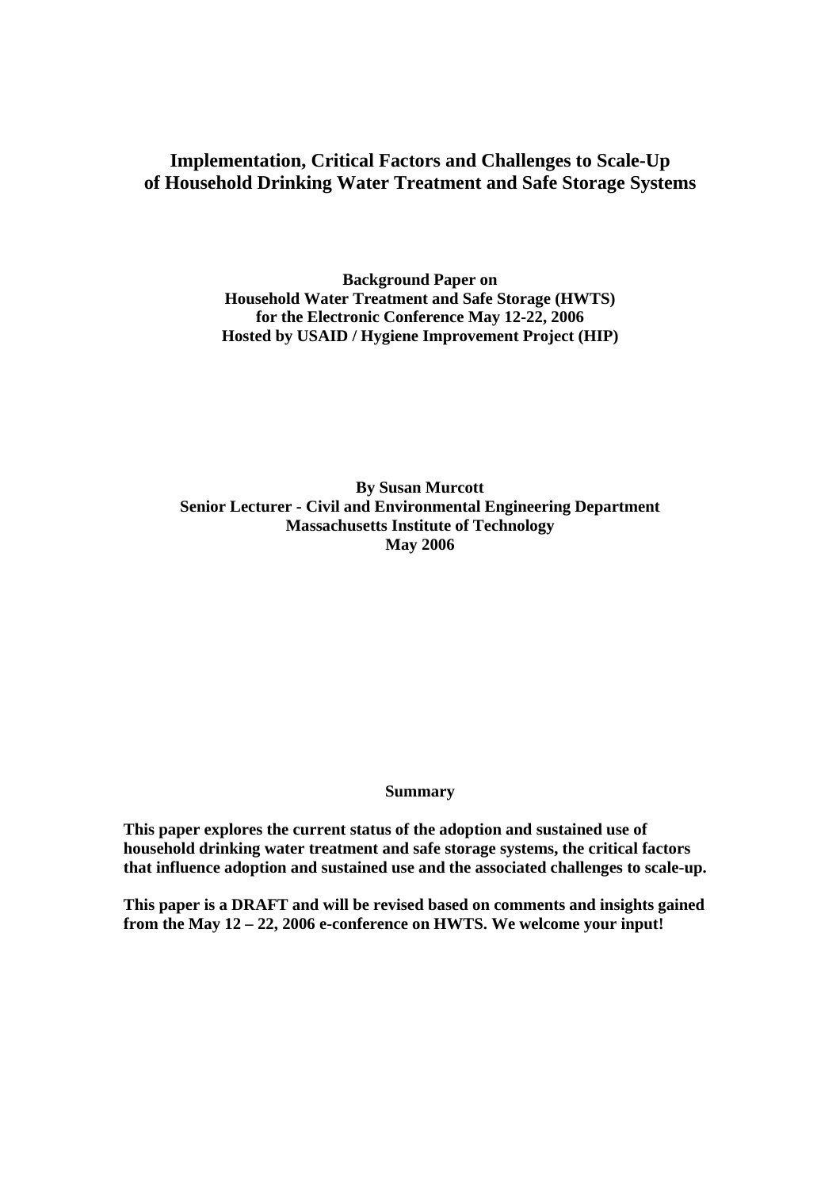# Implementation, Critical Factors and Challenges to Scale-Up of Household Drinking Water Treatment and Safe Storage Systems

**Background Paper on**
**Household Water Treatment and Safe Storage (HWTS)**
**for the Electronic Conference May 12-22, 2006**
**Hosted by USAID / Hygiene Improvement Project (HIP)**

**By Susan Murcott**
**Senior Lecturer - Civil and Environmental Engineering Department**
**Massachusetts Institute of Technology**
**May 2006**

## Summary

**This paper explores the current status of the adoption and sustained use of household drinking water treatment and safe storage systems, the critical factors that influence adoption and sustained use and the associated challenges to scale-up.**

**This paper is a DRAFT and will be revised based on comments and insights gained from the May 12 – 22, 2006 e-conference on HWTS. We welcome your input!**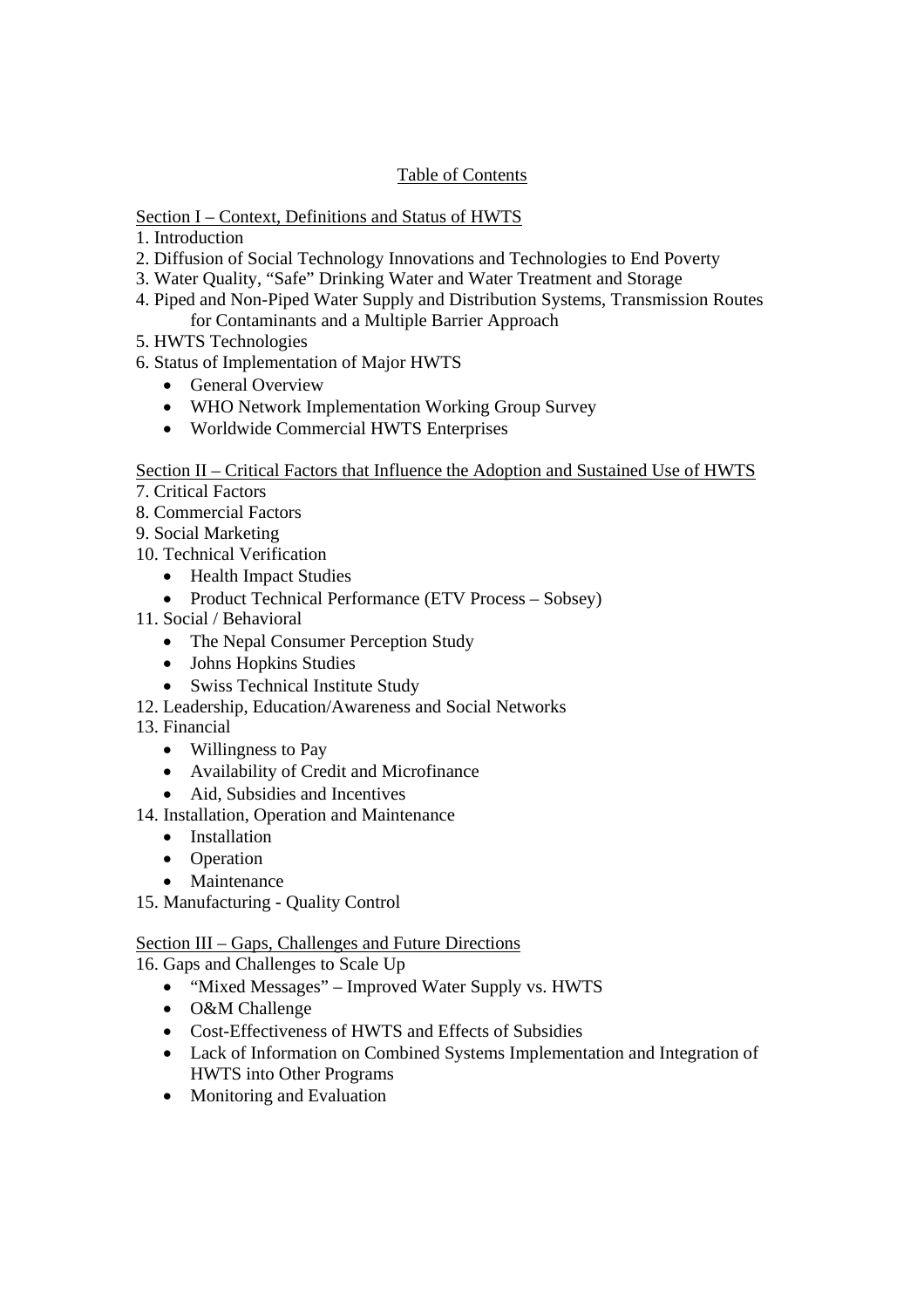# Table of Contents

## Section I – Context, Definitions and Status of HWTS

1. Introduction
2. Diffusion of Social Technology Innovations and Technologies to End Poverty
3. Water Quality, "Safe" Drinking Water and Water Treatment and Storage
4. Piped and Non-Piped Water Supply and Distribution Systems, Transmission Routes for Contaminants and a Multiple Barrier Approach
5. HWTS Technologies
6. Status of Implementation of Major HWTS
   - General Overview
   - WHO Network Implementation Working Group Survey
   - Worldwide Commercial HWTS Enterprises

## Section II – Critical Factors that Influence the Adoption and Sustained Use of HWTS

7. Critical Factors
8. Commercial Factors
9. Social Marketing
10. Technical Verification
    - Health Impact Studies
    - Product Technical Performance (ETV Process – Sobsey)
11. Social / Behavioral
    - The Nepal Consumer Perception Study
    - Johns Hopkins Studies
    - Swiss Technical Institute Study
12. Leadership, Education/Awareness and Social Networks
13. Financial
    - Willingness to Pay
    - Availability of Credit and Microfinance
    - Aid, Subsidies and Incentives
14. Installation, Operation and Maintenance
    - Installation
    - Operation
    - Maintenance
15. Manufacturing - Quality Control

## Section III – Gaps, Challenges and Future Directions

16. Gaps and Challenges to Scale Up
    - "Mixed Messages" – Improved Water Supply vs. HWTS
    - O&M Challenge
    - Cost-Effectiveness of HWTS and Effects of Subsidies
    - Lack of Information on Combined Systems Implementation and Integration of HWTS into Other Programs
    - Monitoring and Evaluation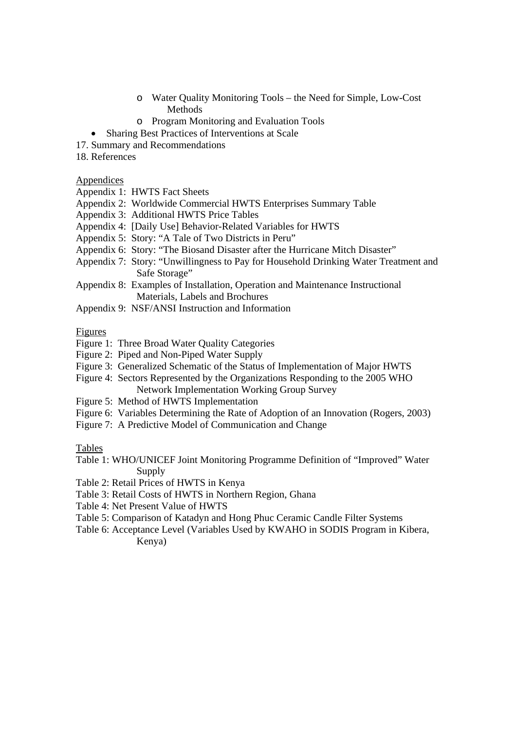- Water Quality Monitoring Tools – the Need for Simple, Low-Cost Methods
        - Program Monitoring and Evaluation Tools
    - Sharing Best Practices of Interventions at Scale

17. Summary and Recommendations
18. References

Appendices

Appendix 1: HWTS Fact Sheets
Appendix 2: Worldwide Commercial HWTS Enterprises Summary Table
Appendix 3: Additional HWTS Price Tables
Appendix 4: [Daily Use] Behavior-Related Variables for HWTS
Appendix 5: Story: "A Tale of Two Districts in Peru"
Appendix 6: Story: "The Biosand Disaster after the Hurricane Mitch Disaster"
Appendix 7: Story: "Unwillingness to Pay for Household Drinking Water Treatment and Safe Storage"
Appendix 8: Examples of Installation, Operation and Maintenance Instructional Materials, Labels and Brochures
Appendix 9: NSF/ANSI Instruction and Information

Figures

Figure 1: Three Broad Water Quality Categories
Figure 2: Piped and Non-Piped Water Supply
Figure 3: Generalized Schematic of the Status of Implementation of Major HWTS
Figure 4: Sectors Represented by the Organizations Responding to the 2005 WHO Network Implementation Working Group Survey
Figure 5: Method of HWTS Implementation
Figure 6: Variables Determining the Rate of Adoption of an Innovation (Rogers, 2003)
Figure 7: A Predictive Model of Communication and Change

Tables

Table 1: WHO/UNICEF Joint Monitoring Programme Definition of "Improved" Water Supply
Table 2: Retail Prices of HWTS in Kenya
Table 3: Retail Costs of HWTS in Northern Region, Ghana
Table 4: Net Present Value of HWTS
Table 5: Comparison of Katadyn and Hong Phuc Ceramic Candle Filter Systems
Table 6: Acceptance Level (Variables Used by KWAHO in SODIS Program in Kibera, Kenya)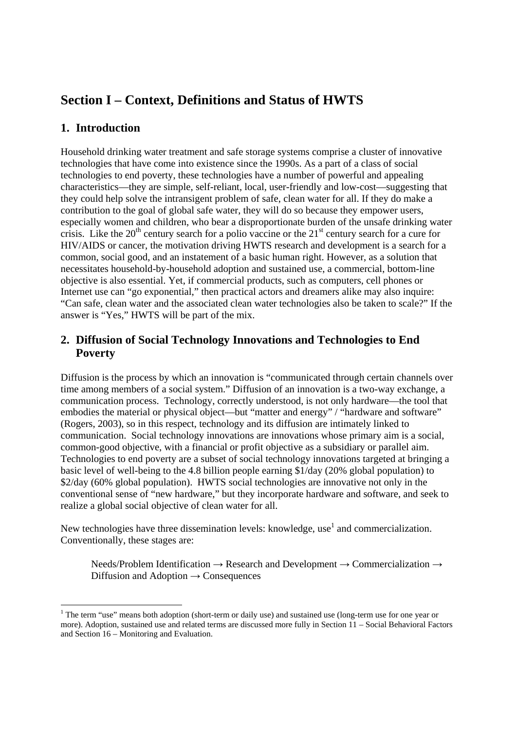# Section I – Context, Definitions and Status of HWTS

## 1. Introduction

Household drinking water treatment and safe storage systems comprise a cluster of innovative technologies that have come into existence since the 1990s. As a part of a class of social technologies to end poverty, these technologies have a number of powerful and appealing characteristics—they are simple, self-reliant, local, user-friendly and low-cost—suggesting that they could help solve the intransigent problem of safe, clean water for all. If they do make a contribution to the goal of global safe water, they will do so because they empower users, especially women and children, who bear a disproportionate burden of the unsafe drinking water crisis. Like the 20th century search for a polio vaccine or the 21st century search for a cure for HIV/AIDS or cancer, the motivation driving HWTS research and development is a search for a common, social good, and an instatement of a basic human right. However, as a solution that necessitates household-by-household adoption and sustained use, a commercial, bottom-line objective is also essential. Yet, if commercial products, such as computers, cell phones or Internet use can "go exponential," then practical actors and dreamers alike may also inquire: "Can safe, clean water and the associated clean water technologies also be taken to scale?" If the answer is "Yes," HWTS will be part of the mix.

## 2. Diffusion of Social Technology Innovations and Technologies to End Poverty

Diffusion is the process by which an innovation is "communicated through certain channels over time among members of a social system." Diffusion of an innovation is a two-way exchange, a communication process. Technology, correctly understood, is not only hardware—the tool that embodies the material or physical object—but "matter and energy" / "hardware and software" (Rogers, 2003), so in this respect, technology and its diffusion are intimately linked to communication. Social technology innovations are innovations whose primary aim is a social, common-good objective, with a financial or profit objective as a subsidiary or parallel aim. Technologies to end poverty are a subset of social technology innovations targeted at bringing a basic level of well-being to the 4.8 billion people earning $1/day (20% global population) to $2/day (60% global population). HWTS social technologies are innovative not only in the conventional sense of "new hardware," but they incorporate hardware and software, and seek to realize a global social objective of clean water for all.

New technologies have three dissemination levels: knowledge, use[1] and commercialization. Conventionally, these stages are:

> Needs/Problem Identification → Research and Development → Commercialization → Diffusion and Adoption → Consequences

[1] The term "use" means both adoption (short-term or daily use) and sustained use (long-term use for one year or more). Adoption, sustained use and related terms are discussed more fully in Section 11 – Social Behavioral Factors and Section 16 – Monitoring and Evaluation.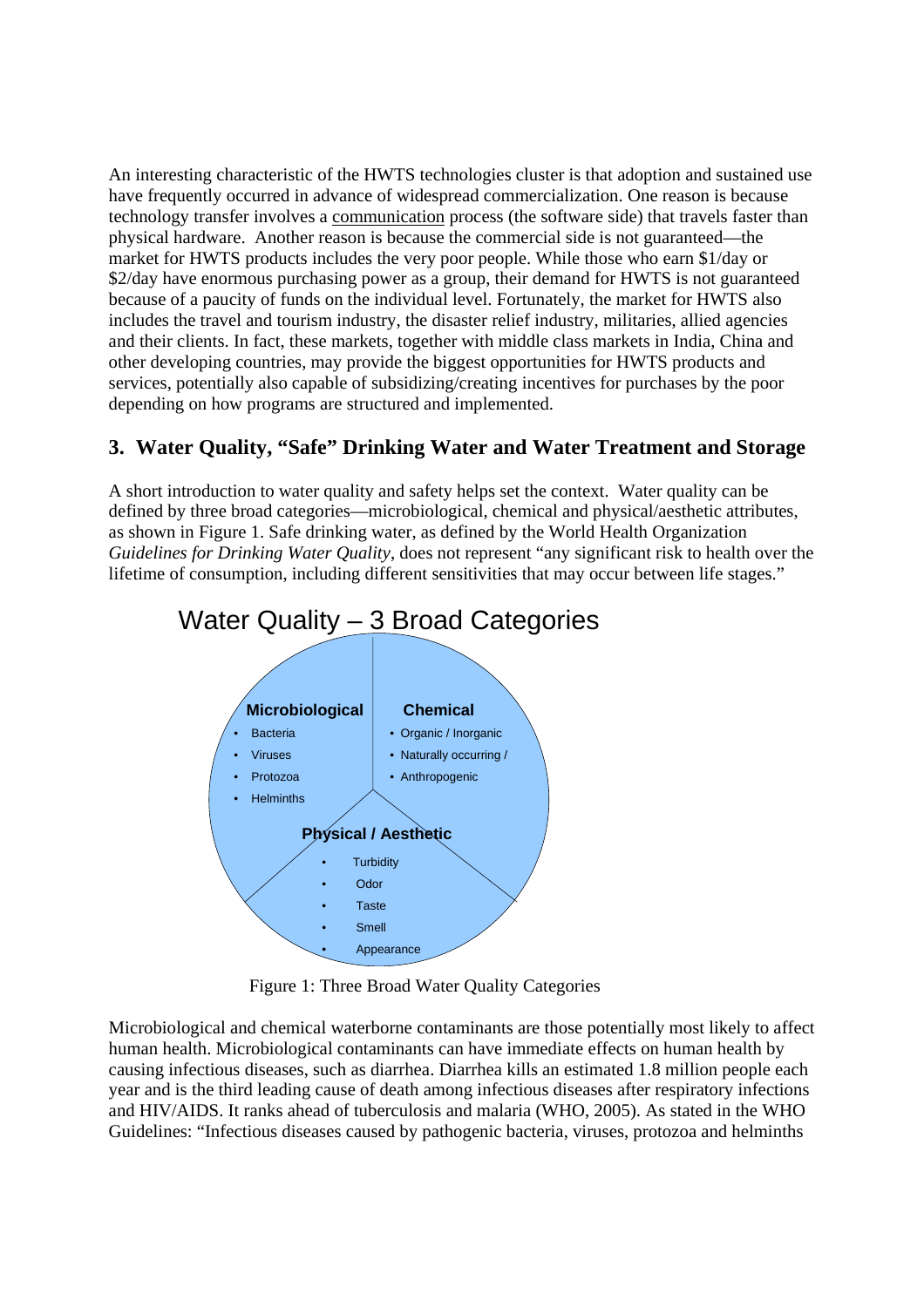An interesting characteristic of the HWTS technologies cluster is that adoption and sustained use have frequently occurred in advance of widespread commercialization. One reason is because technology transfer involves a communication process (the software side) that travels faster than physical hardware. Another reason is because the commercial side is not guaranteed—the market for HWTS products includes the very poor people. While those who earn \$1/day or \$2/day have enormous purchasing power as a group, their demand for HWTS is not guaranteed because of a paucity of funds on the individual level. Fortunately, the market for HWTS also includes the travel and tourism industry, the disaster relief industry, militaries, allied agencies and their clients. In fact, these markets, together with middle class markets in India, China and other developing countries, may provide the biggest opportunities for HWTS products and services, potentially also capable of subsidizing/creating incentives for purchases by the poor depending on how programs are structured and implemented.

## 3. Water Quality, "Safe" Drinking Water and Water Treatment and Storage

A short introduction to water quality and safety helps set the context. Water quality can be defined by three broad categories—microbiological, chemical and physical/aesthetic attributes, as shown in Figure 1. Safe drinking water, as defined by the World Health Organization *Guidelines for Drinking Water Quality*, does not represent "any significant risk to health over the lifetime of consumption, including different sensitivities that may occur between life stages."

Water Quality – 3 Broad Categories

**Microbiological**
- Bacteria
- Viruses
- Protozoa
- Helminths

**Chemical**
- Organic / Inorganic
- Naturally occurring /
- Anthropogenic

**Physical / Aesthetic**
- Turbidity
- Odor
- Taste
- Smell
- Appearance

Figure 1: Three Broad Water Quality Categories

Microbiological and chemical waterborne contaminants are those potentially most likely to affect human health. Microbiological contaminants can have immediate effects on human health by causing infectious diseases, such as diarrhea. Diarrhea kills an estimated 1.8 million people each year and is the third leading cause of death among infectious diseases after respiratory infections and HIV/AIDS. It ranks ahead of tuberculosis and malaria (WHO, 2005). As stated in the WHO Guidelines: "Infectious diseases caused by pathogenic bacteria, viruses, protozoa and helminths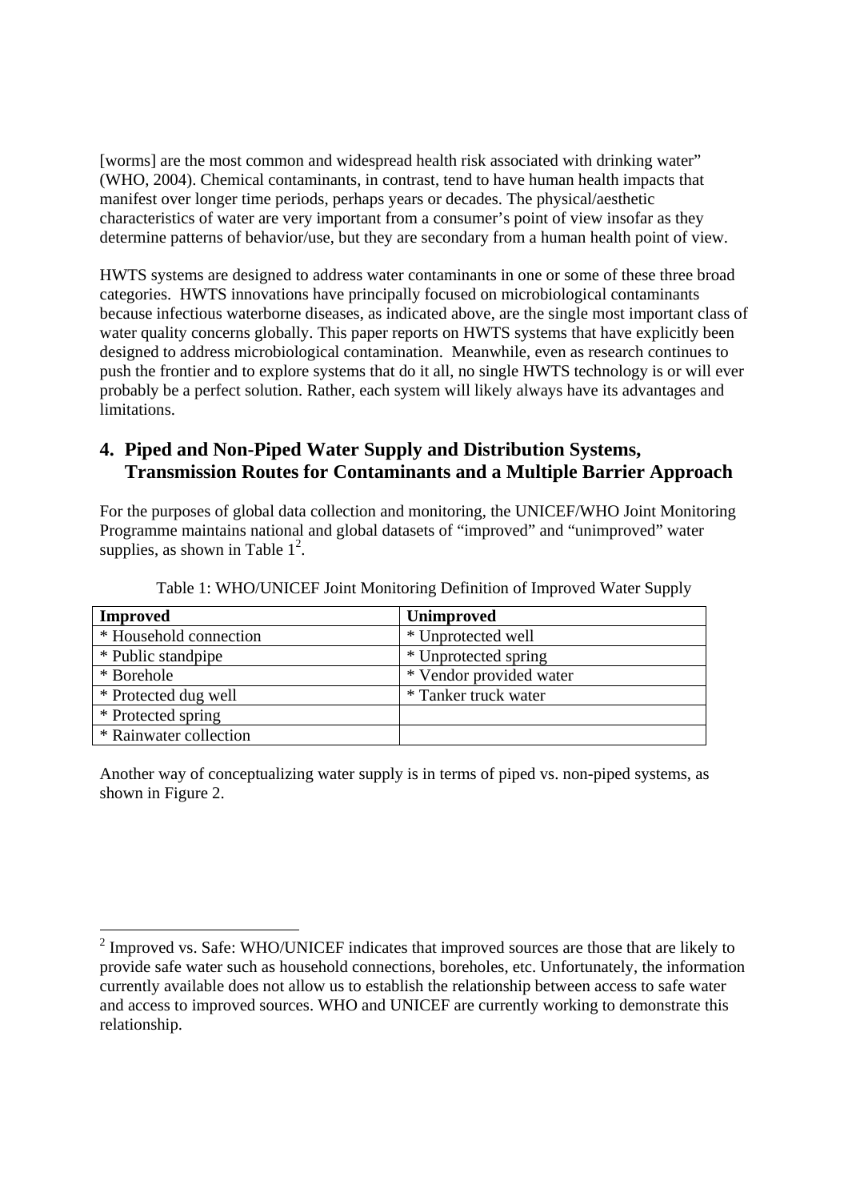[worms] are the most common and widespread health risk associated with drinking water" (WHO, 2004). Chemical contaminants, in contrast, tend to have human health impacts that manifest over longer time periods, perhaps years or decades. The physical/aesthetic characteristics of water are very important from a consumer's point of view insofar as they determine patterns of behavior/use, but they are secondary from a human health point of view.

HWTS systems are designed to address water contaminants in one or some of these three broad categories. HWTS innovations have principally focused on microbiological contaminants because infectious waterborne diseases, as indicated above, are the single most important class of water quality concerns globally. This paper reports on HWTS systems that have explicitly been designed to address microbiological contamination. Meanwhile, even as research continues to push the frontier and to explore systems that do it all, no single HWTS technology is or will ever probably be a perfect solution. Rather, each system will likely always have its advantages and limitations.

## 4. Piped and Non-Piped Water Supply and Distribution Systems, Transmission Routes for Contaminants and a Multiple Barrier Approach

For the purposes of global data collection and monitoring, the UNICEF/WHO Joint Monitoring Programme maintains national and global datasets of "improved" and "unimproved" water supplies, as shown in Table 1[2].

Table 1: WHO/UNICEF Joint Monitoring Definition of Improved Water Supply

| **Improved** | **Unimproved** |
|---|---|
| * Household connection | * Unprotected well |
| * Public standpipe | * Unprotected spring |
| * Borehole | * Vendor provided water |
| * Protected dug well | * Tanker truck water |
| * Protected spring | |
| * Rainwater collection | |

Another way of conceptualizing water supply is in terms of piped vs. non-piped systems, as shown in Figure 2.

[2] Improved vs. Safe: WHO/UNICEF indicates that improved sources are those that are likely to provide safe water such as household connections, boreholes, etc. Unfortunately, the information currently available does not allow us to establish the relationship between access to safe water and access to improved sources. WHO and UNICEF are currently working to demonstrate this relationship.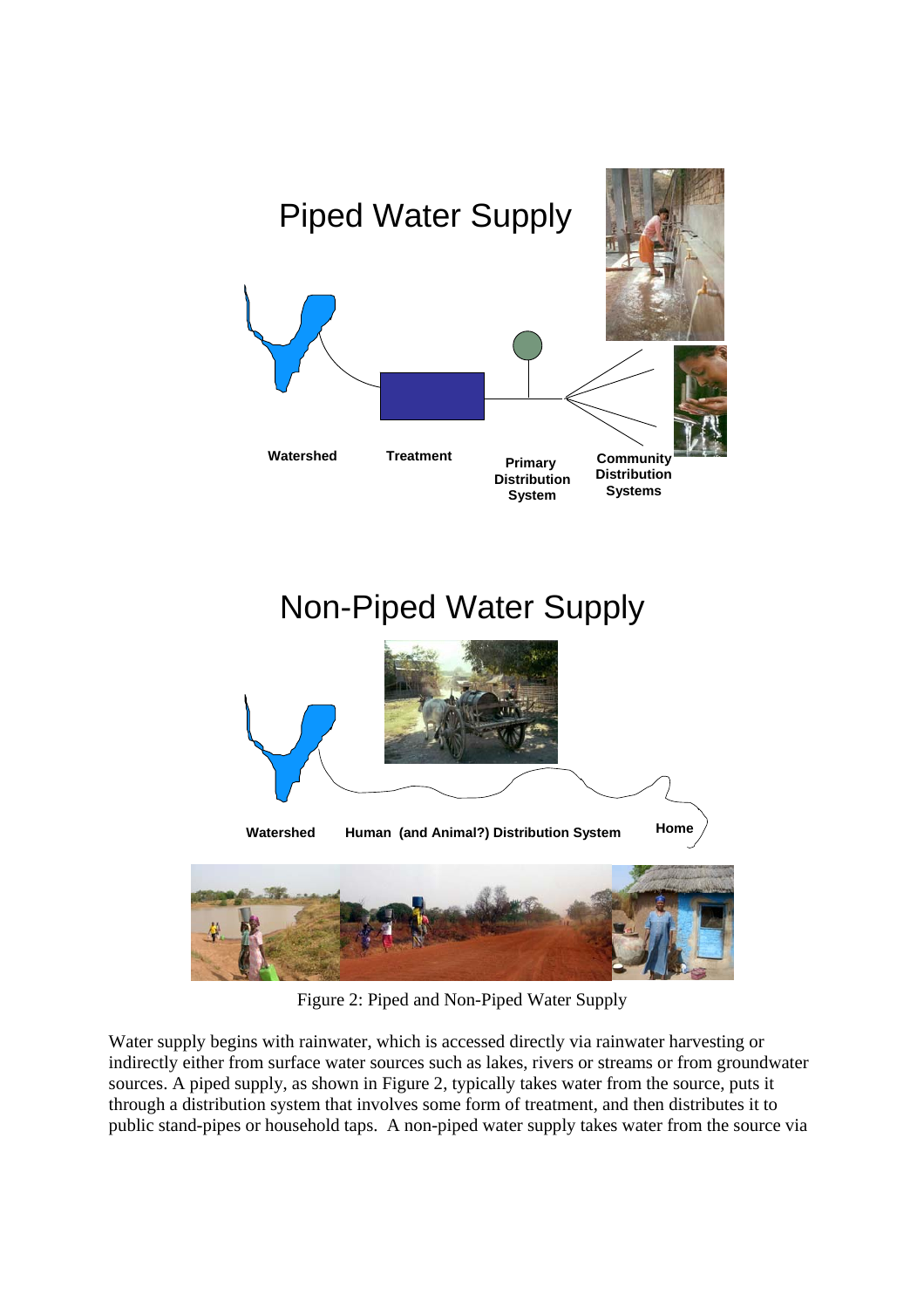Figure 2: Piped and Non-Piped Water Supply

Water supply begins with rainwater, which is accessed directly via rainwater harvesting or indirectly either from surface water sources such as lakes, rivers or streams or from groundwater sources. A piped supply, as shown in Figure 2, typically takes water from the source, puts it through a distribution system that involves some form of treatment, and then distributes it to public stand-pipes or household taps. A non-piped water supply takes water from the source via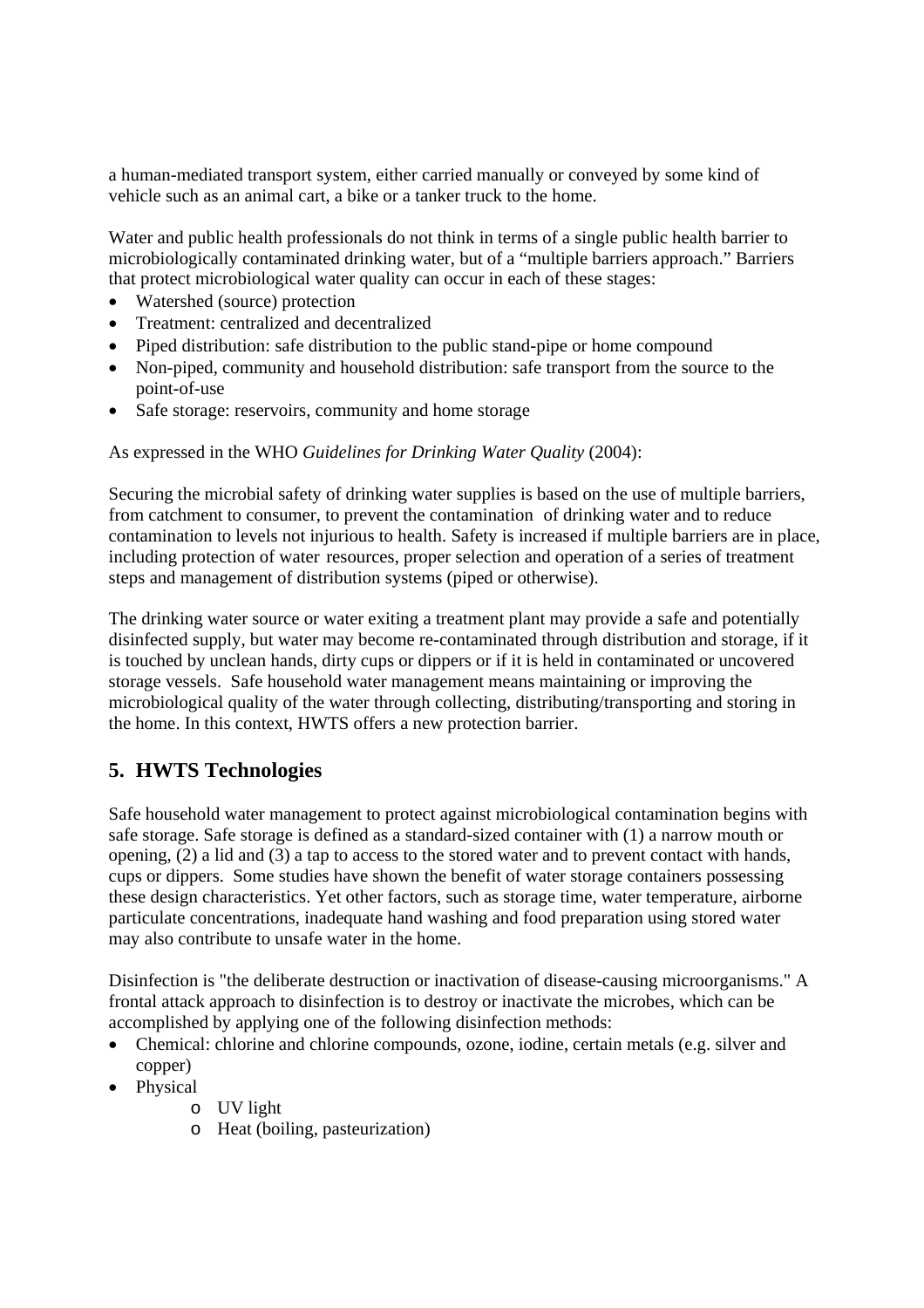a human-mediated transport system, either carried manually or conveyed by some kind of vehicle such as an animal cart, a bike or a tanker truck to the home.

Water and public health professionals do not think in terms of a single public health barrier to microbiologically contaminated drinking water, but of a "multiple barriers approach." Barriers that protect microbiological water quality can occur in each of these stages:

- Watershed (source) protection
- Treatment: centralized and decentralized
- Piped distribution: safe distribution to the public stand-pipe or home compound
- Non-piped, community and household distribution: safe transport from the source to the point-of-use
- Safe storage: reservoirs, community and home storage

As expressed in the WHO *Guidelines for Drinking Water Quality* (2004):

Securing the microbial safety of drinking water supplies is based on the use of multiple barriers, from catchment to consumer, to prevent the contamination of drinking water and to reduce contamination to levels not injurious to health. Safety is increased if multiple barriers are in place, including protection of water resources, proper selection and operation of a series of treatment steps and management of distribution systems (piped or otherwise).

The drinking water source or water exiting a treatment plant may provide a safe and potentially disinfected supply, but water may become re-contaminated through distribution and storage, if it is touched by unclean hands, dirty cups or dippers or if it is held in contaminated or uncovered storage vessels. Safe household water management means maintaining or improving the microbiological quality of the water through collecting, distributing/transporting and storing in the home. In this context, HWTS offers a new protection barrier.

## 5. HWTS Technologies

Safe household water management to protect against microbiological contamination begins with safe storage. Safe storage is defined as a standard-sized container with (1) a narrow mouth or opening, (2) a lid and (3) a tap to access to the stored water and to prevent contact with hands, cups or dippers. Some studies have shown the benefit of water storage containers possessing these design characteristics. Yet other factors, such as storage time, water temperature, airborne particulate concentrations, inadequate hand washing and food preparation using stored water may also contribute to unsafe water in the home.

Disinfection is "the deliberate destruction or inactivation of disease-causing microorganisms." A frontal attack approach to disinfection is to destroy or inactivate the microbes, which can be accomplished by applying one of the following disinfection methods:

- Chemical: chlorine and chlorine compounds, ozone, iodine, certain metals (e.g. silver and copper)
- Physical
  - UV light
  - Heat (boiling, pasteurization)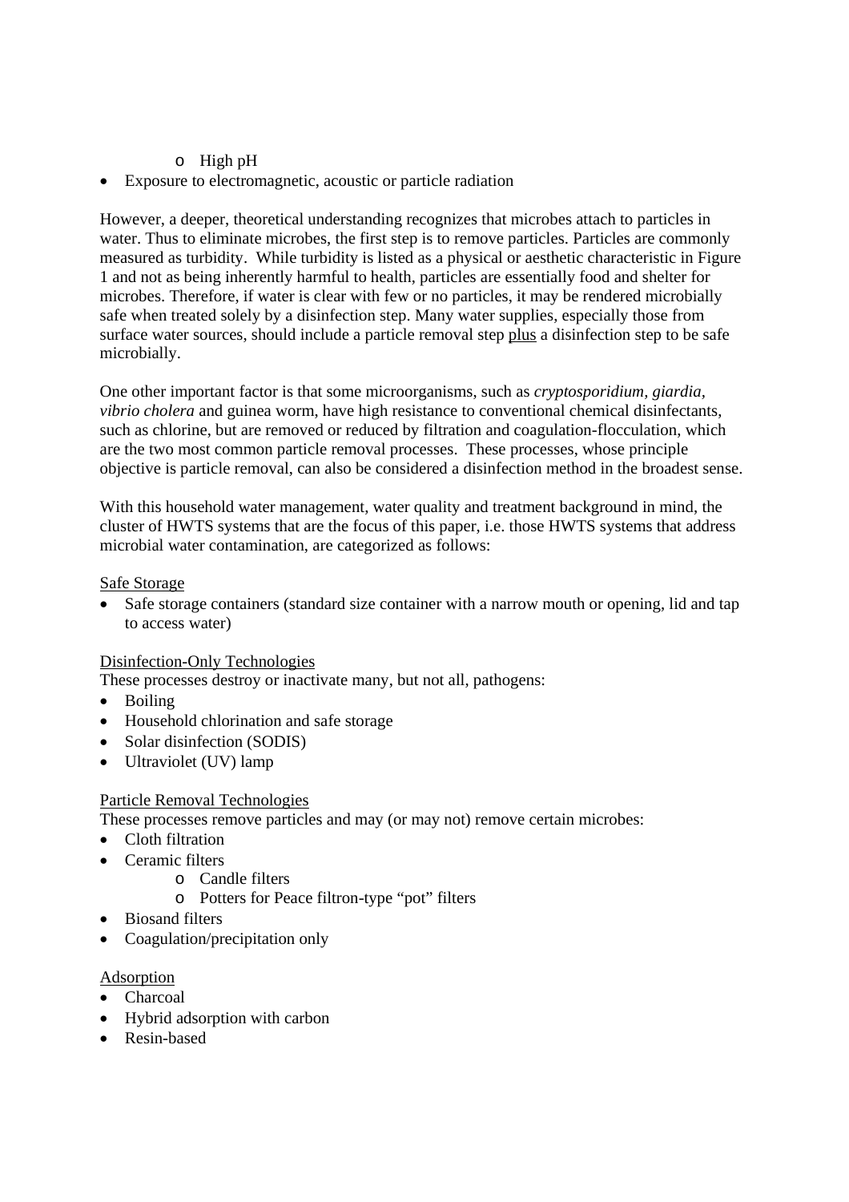- High pH
- Exposure to electromagnetic, acoustic or particle radiation

However, a deeper, theoretical understanding recognizes that microbes attach to particles in water. Thus to eliminate microbes, the first step is to remove particles. Particles are commonly measured as turbidity. While turbidity is listed as a physical or aesthetic characteristic in Figure 1 and not as being inherently harmful to health, particles are essentially food and shelter for microbes. Therefore, if water is clear with few or no particles, it may be rendered microbially safe when treated solely by a disinfection step. Many water supplies, especially those from surface water sources, should include a particle removal step <u>plus</u> a disinfection step to be safe microbially.

One other important factor is that some microorganisms, such as *cryptosporidium, giardia, vibrio cholera* and guinea worm, have high resistance to conventional chemical disinfectants, such as chlorine, but are removed or reduced by filtration and coagulation-flocculation, which are the two most common particle removal processes. These processes, whose principle objective is particle removal, can also be considered a disinfection method in the broadest sense.

With this household water management, water quality and treatment background in mind, the cluster of HWTS systems that are the focus of this paper, i.e. those HWTS systems that address microbial water contamination, are categorized as follows:

<u>Safe Storage</u>

- Safe storage containers (standard size container with a narrow mouth or opening, lid and tap to access water)

<u>Disinfection-Only Technologies</u>

These processes destroy or inactivate many, but not all, pathogens:

- Boiling
- Household chlorination and safe storage
- Solar disinfection (SODIS)
- Ultraviolet (UV) lamp

<u>Particle Removal Technologies</u>

These processes remove particles and may (or may not) remove certain microbes:

- Cloth filtration
- Ceramic filters
    - Candle filters
    - Potters for Peace filtron-type "pot" filters
- Biosand filters
- Coagulation/precipitation only

<u>Adsorption</u>

- Charcoal
- Hybrid adsorption with carbon
- Resin-based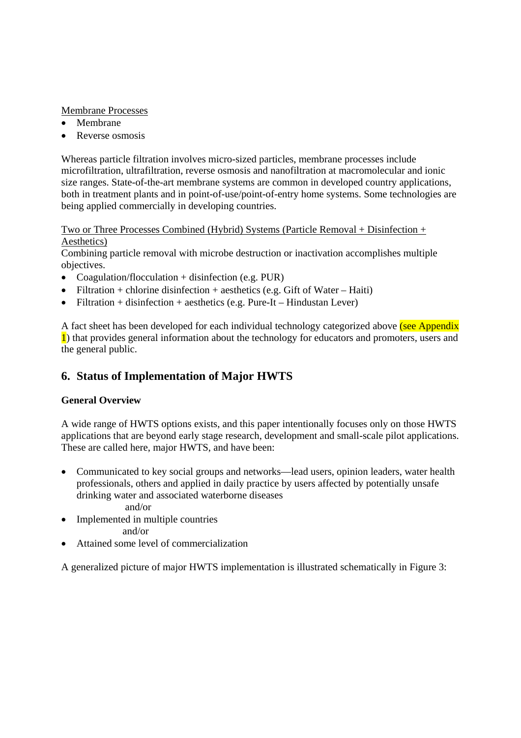<u>Membrane Processes</u>

- Membrane
- Reverse osmosis

Whereas particle filtration involves micro-sized particles, membrane processes include microfiltration, ultrafiltration, reverse osmosis and nanofiltration at macromolecular and ionic size ranges. State-of-the-art membrane systems are common in developed country applications, both in treatment plants and in point-of-use/point-of-entry home systems. Some technologies are being applied commercially in developing countries.

<u>Two or Three Processes Combined (Hybrid) Systems (Particle Removal + Disinfection + Aesthetics)</u>

Combining particle removal with microbe destruction or inactivation accomplishes multiple objectives.

- Coagulation/flocculation + disinfection (e.g. PUR)
- Filtration + chlorine disinfection + aesthetics (e.g. Gift of Water – Haiti)
- Filtration + disinfection + aesthetics (e.g. Pure-It – Hindustan Lever)

A fact sheet has been developed for each individual technology categorized above (see Appendix 1) that provides general information about the technology for educators and promoters, users and the general public.

## 6. Status of Implementation of Major HWTS

**General Overview**

A wide range of HWTS options exists, and this paper intentionally focuses only on those HWTS applications that are beyond early stage research, development and small-scale pilot applications. These are called here, major HWTS, and have been:

- Communicated to key social groups and networks—lead users, opinion leaders, water health professionals, others and applied in daily practice by users affected by potentially unsafe drinking water and associated waterborne diseases

  and/or
- Implemented in multiple countries

  and/or
- Attained some level of commercialization

A generalized picture of major HWTS implementation is illustrated schematically in Figure 3: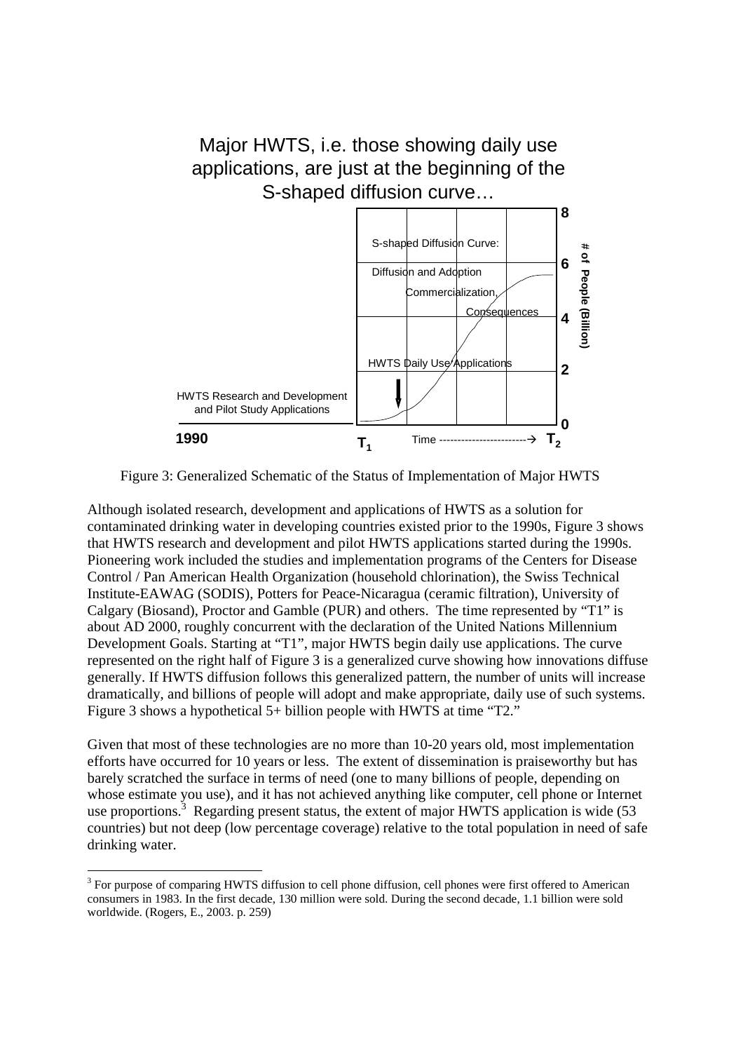Major HWTS, i.e. those showing daily use applications, are just at the beginning of the S-shaped diffusion curve…

Figure 3: Generalized Schematic of the Status of Implementation of Major HWTS

Although isolated research, development and applications of HWTS as a solution for contaminated drinking water in developing countries existed prior to the 1990s, Figure 3 shows that HWTS research and development and pilot HWTS applications started during the 1990s. Pioneering work included the studies and implementation programs of the Centers for Disease Control / Pan American Health Organization (household chlorination), the Swiss Technical Institute-EAWAG (SODIS), Potters for Peace-Nicaragua (ceramic filtration), University of Calgary (Biosand), Proctor and Gamble (PUR) and others. The time represented by "T1" is about AD 2000, roughly concurrent with the declaration of the United Nations Millennium Development Goals. Starting at "T1", major HWTS begin daily use applications. The curve represented on the right half of Figure 3 is a generalized curve showing how innovations diffuse generally. If HWTS diffusion follows this generalized pattern, the number of units will increase dramatically, and billions of people will adopt and make appropriate, daily use of such systems. Figure 3 shows a hypothetical 5+ billion people with HWTS at time "T2."

Given that most of these technologies are no more than 10-20 years old, most implementation efforts have occurred for 10 years or less. The extent of dissemination is praiseworthy but has barely scratched the surface in terms of need (one to many billions of people, depending on whose estimate you use), and it has not achieved anything like computer, cell phone or Internet use proportions.[3] Regarding present status, the extent of major HWTS application is wide (53 countries) but not deep (low percentage coverage) relative to the total population in need of safe drinking water.

[3] For purpose of comparing HWTS diffusion to cell phone diffusion, cell phones were first offered to American consumers in 1983. In the first decade, 130 million were sold. During the second decade, 1.1 billion were sold worldwide. (Rogers, E., 2003. p. 259)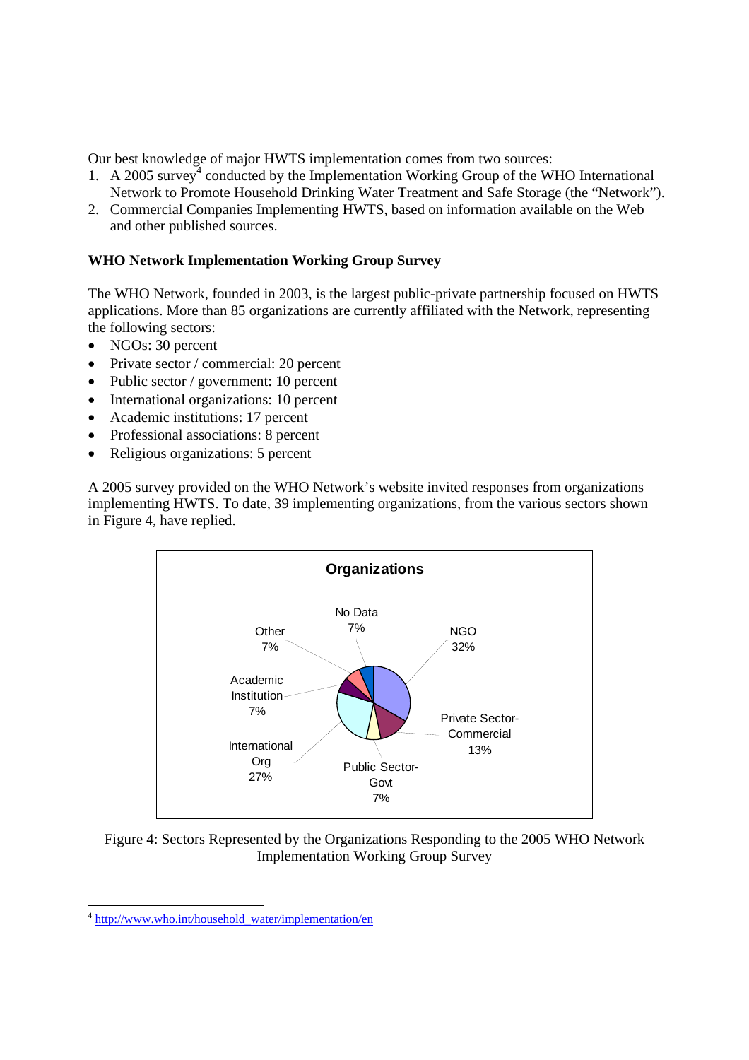Our best knowledge of major HWTS implementation comes from two sources:

1. A 2005 survey[4] conducted by the Implementation Working Group of the WHO International Network to Promote Household Drinking Water Treatment and Safe Storage (the "Network").
2. Commercial Companies Implementing HWTS, based on information available on the Web and other published sources.

**WHO Network Implementation Working Group Survey**

The WHO Network, founded in 2003, is the largest public-private partnership focused on HWTS applications. More than 85 organizations are currently affiliated with the Network, representing the following sectors:

- NGOs: 30 percent
- Private sector / commercial: 20 percent
- Public sector / government: 10 percent
- International organizations: 10 percent
- Academic institutions: 17 percent
- Professional associations: 8 percent
- Religious organizations: 5 percent

A 2005 survey provided on the WHO Network's website invited responses from organizations implementing HWTS. To date, 39 implementing organizations, from the various sectors shown in Figure 4, have replied.

**Organizations**

| Sector | Percent |
|---|---|
| NGO | 32% |
| Private Sector-Commercial | 13% |
| Public Sector-Govt | 7% |
| International Org | 27% |
| Academic Institution | 7% |
| Other | 7% |
| No Data | 7% |

Figure 4: Sectors Represented by the Organizations Responding to the 2005 WHO Network Implementation Working Group Survey

[4] http://www.who.int/household_water/implementation/en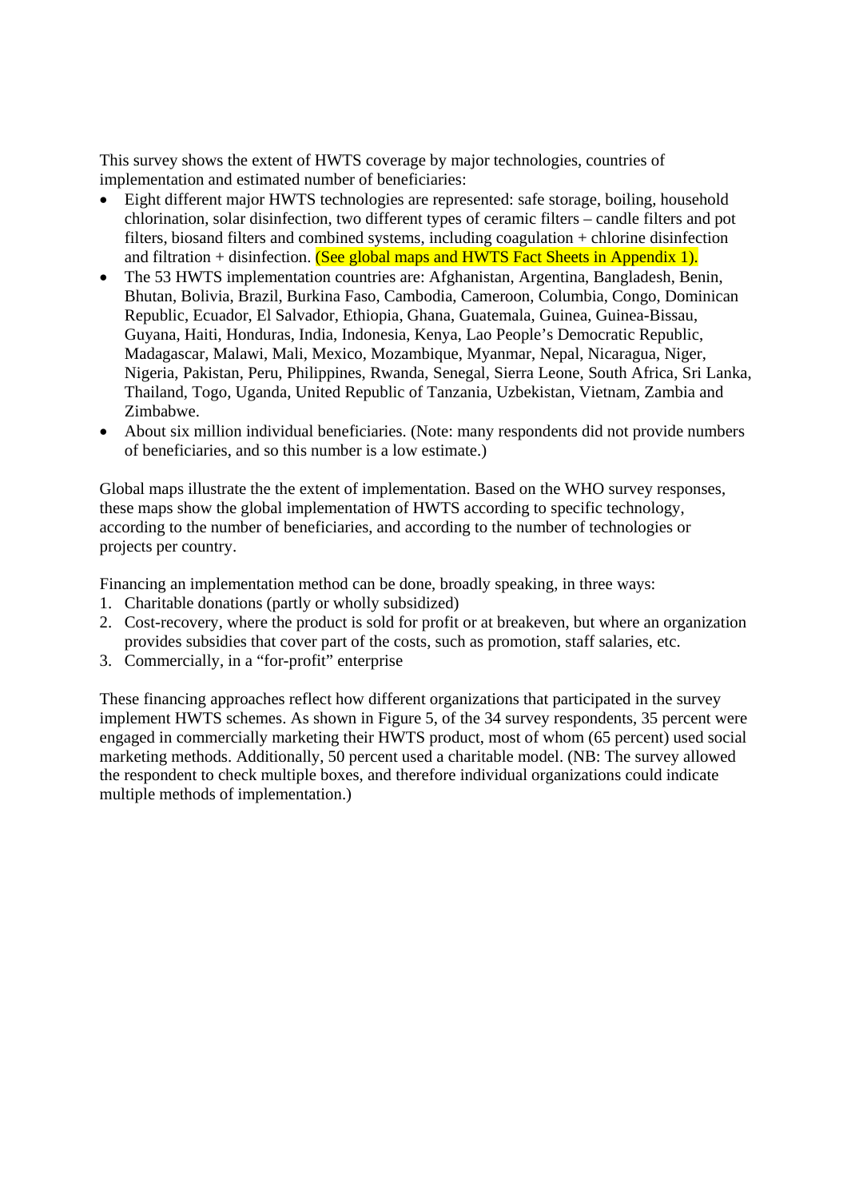This survey shows the extent of HWTS coverage by major technologies, countries of implementation and estimated number of beneficiaries:

- Eight different major HWTS technologies are represented: safe storage, boiling, household chlorination, solar disinfection, two different types of ceramic filters – candle filters and pot filters, biosand filters and combined systems, including coagulation + chlorine disinfection and filtration + disinfection. (See global maps and HWTS Fact Sheets in Appendix 1).
- The 53 HWTS implementation countries are: Afghanistan, Argentina, Bangladesh, Benin, Bhutan, Bolivia, Brazil, Burkina Faso, Cambodia, Cameroon, Columbia, Congo, Dominican Republic, Ecuador, El Salvador, Ethiopia, Ghana, Guatemala, Guinea, Guinea-Bissau, Guyana, Haiti, Honduras, India, Indonesia, Kenya, Lao People's Democratic Republic, Madagascar, Malawi, Mali, Mexico, Mozambique, Myanmar, Nepal, Nicaragua, Niger, Nigeria, Pakistan, Peru, Philippines, Rwanda, Senegal, Sierra Leone, South Africa, Sri Lanka, Thailand, Togo, Uganda, United Republic of Tanzania, Uzbekistan, Vietnam, Zambia and Zimbabwe.
- About six million individual beneficiaries. (Note: many respondents did not provide numbers of beneficiaries, and so this number is a low estimate.)

Global maps illustrate the the extent of implementation. Based on the WHO survey responses, these maps show the global implementation of HWTS according to specific technology, according to the number of beneficiaries, and according to the number of technologies or projects per country.

Financing an implementation method can be done, broadly speaking, in three ways:

1. Charitable donations (partly or wholly subsidized)
2. Cost-recovery, where the product is sold for profit or at breakeven, but where an organization provides subsidies that cover part of the costs, such as promotion, staff salaries, etc.
3. Commercially, in a "for-profit" enterprise

These financing approaches reflect how different organizations that participated in the survey implement HWTS schemes. As shown in Figure 5, of the 34 survey respondents, 35 percent were engaged in commercially marketing their HWTS product, most of whom (65 percent) used social marketing methods. Additionally, 50 percent used a charitable model. (NB: The survey allowed the respondent to check multiple boxes, and therefore individual organizations could indicate multiple methods of implementation.)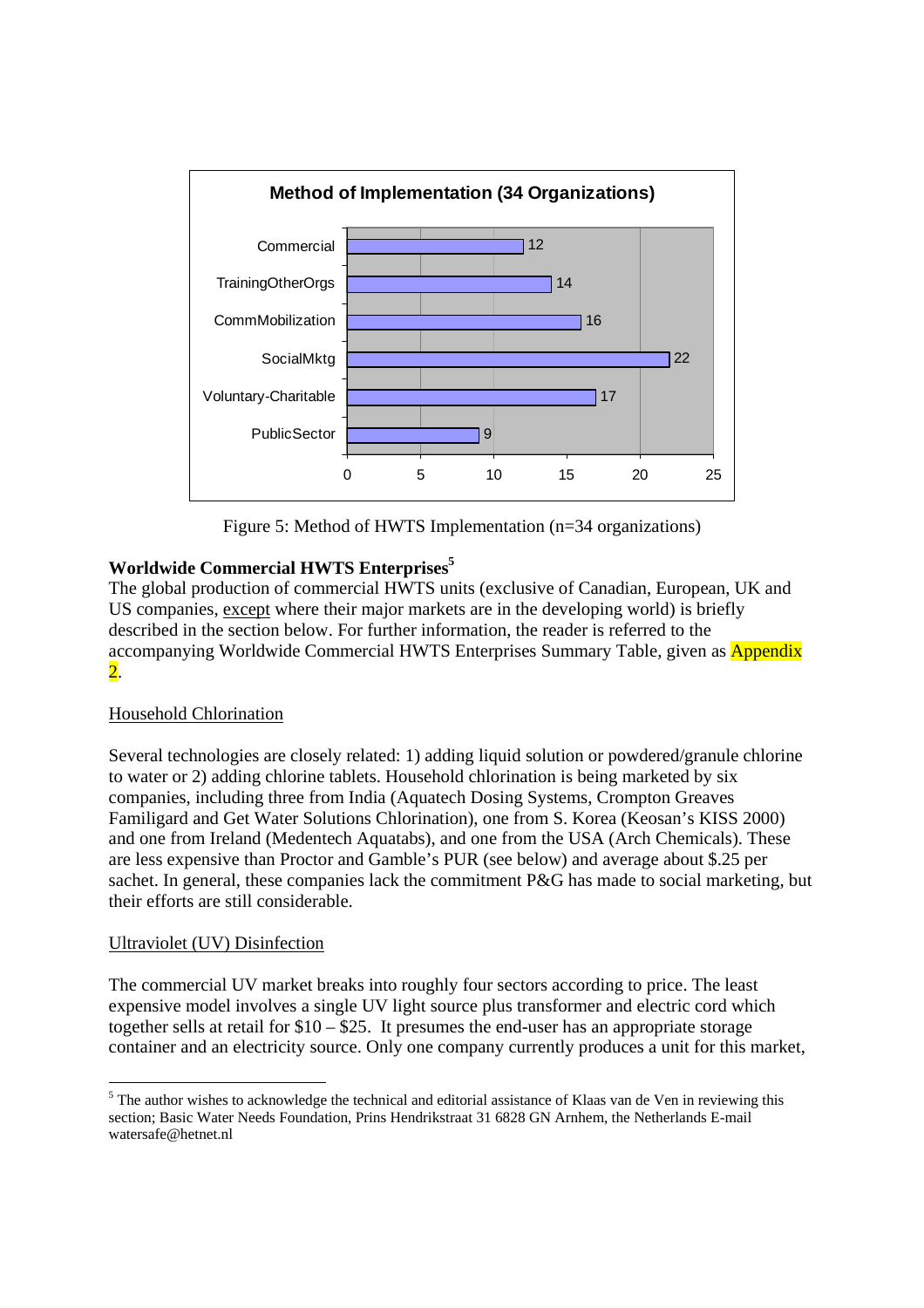**Method of Implementation (34 Organizations)**

| Method | Number of Organizations |
| --- | --- |
| Commercial | 12 |
| TrainingOtherOrgs | 14 |
| CommMobilization | 16 |
| SocialMktg | 22 |
| Voluntary-Charitable | 17 |
| PublicSector | 9 |

Figure 5: Method of HWTS Implementation (n=34 organizations)

## Worldwide Commercial HWTS Enterprises[5]

The global production of commercial HWTS units (exclusive of Canadian, European, UK and US companies, except where their major markets are in the developing world) is briefly described in the section below. For further information, the reader is referred to the accompanying Worldwide Commercial HWTS Enterprises Summary Table, given as Appendix 2.

### Household Chlorination

Several technologies are closely related: 1) adding liquid solution or powdered/granule chlorine to water or 2) adding chlorine tablets. Household chlorination is being marketed by six companies, including three from India (Aquatech Dosing Systems, Crompton Greaves Familigard and Get Water Solutions Chlorination), one from S. Korea (Keosan's KISS 2000) and one from Ireland (Medentech Aquatabs), and one from the USA (Arch Chemicals). These are less expensive than Proctor and Gamble's PUR (see below) and average about $.25 per sachet. In general, these companies lack the commitment P&G has made to social marketing, but their efforts are still considerable.

### Ultraviolet (UV) Disinfection

The commercial UV market breaks into roughly four sectors according to price. The least expensive model involves a single UV light source plus transformer and electric cord which together sells at retail for $10 – $25. It presumes the end-user has an appropriate storage container and an electricity source. Only one company currently produces a unit for this market,

[5] The author wishes to acknowledge the technical and editorial assistance of Klaas van de Ven in reviewing this section; Basic Water Needs Foundation, Prins Hendrikstraat 31 6828 GN Arnhem, the Netherlands E-mail watersafe@hetnet.nl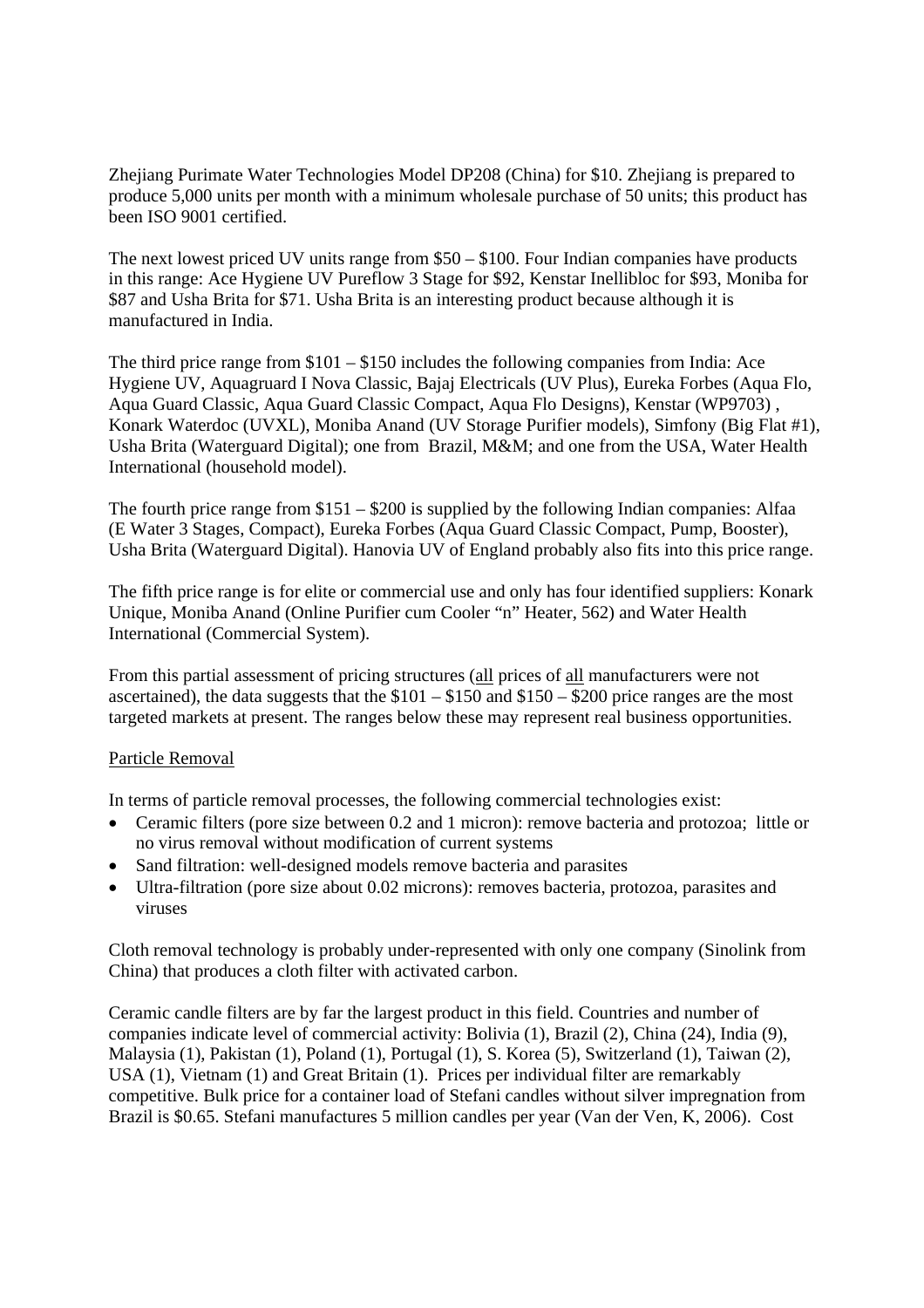Zhejiang Purimate Water Technologies Model DP208 (China) for $10. Zhejiang is prepared to produce 5,000 units per month with a minimum wholesale purchase of 50 units; this product has been ISO 9001 certified.

The next lowest priced UV units range from $50 – $100. Four Indian companies have products in this range: Ace Hygiene UV Pureflow 3 Stage for $92, Kenstar Inellibloc for $93, Moniba for $87 and Usha Brita for $71. Usha Brita is an interesting product because although it is manufactured in India.

The third price range from $101 – $150 includes the following companies from India: Ace Hygiene UV, Aquagruard I Nova Classic, Bajaj Electricals (UV Plus), Eureka Forbes (Aqua Flo, Aqua Guard Classic, Aqua Guard Classic Compact, Aqua Flo Designs), Kenstar (WP9703) , Konark Waterdoc (UVXL), Moniba Anand (UV Storage Purifier models), Simfony (Big Flat #1), Usha Brita (Waterguard Digital); one from Brazil, M&M; and one from the USA, Water Health International (household model).

The fourth price range from $151 – $200 is supplied by the following Indian companies: Alfaa (E Water 3 Stages, Compact), Eureka Forbes (Aqua Guard Classic Compact, Pump, Booster), Usha Brita (Waterguard Digital). Hanovia UV of England probably also fits into this price range.

The fifth price range is for elite or commercial use and only has four identified suppliers: Konark Unique, Moniba Anand (Online Purifier cum Cooler "n" Heater, 562) and Water Health International (Commercial System).

From this partial assessment of pricing structures (all prices of all manufacturers were not ascertained), the data suggests that the $101 – $150 and $150 – $200 price ranges are the most targeted markets at present. The ranges below these may represent real business opportunities.

Particle Removal

In terms of particle removal processes, the following commercial technologies exist:

- Ceramic filters (pore size between 0.2 and 1 micron): remove bacteria and protozoa; little or no virus removal without modification of current systems
- Sand filtration: well-designed models remove bacteria and parasites
- Ultra-filtration (pore size about 0.02 microns): removes bacteria, protozoa, parasites and viruses

Cloth removal technology is probably under-represented with only one company (Sinolink from China) that produces a cloth filter with activated carbon.

Ceramic candle filters are by far the largest product in this field. Countries and number of companies indicate level of commercial activity: Bolivia (1), Brazil (2), China (24), India (9), Malaysia (1), Pakistan (1), Poland (1), Portugal (1), S. Korea (5), Switzerland (1), Taiwan (2), USA (1), Vietnam (1) and Great Britain (1). Prices per individual filter are remarkably competitive. Bulk price for a container load of Stefani candles without silver impregnation from Brazil is $0.65. Stefani manufactures 5 million candles per year (Van der Ven, K, 2006). Cost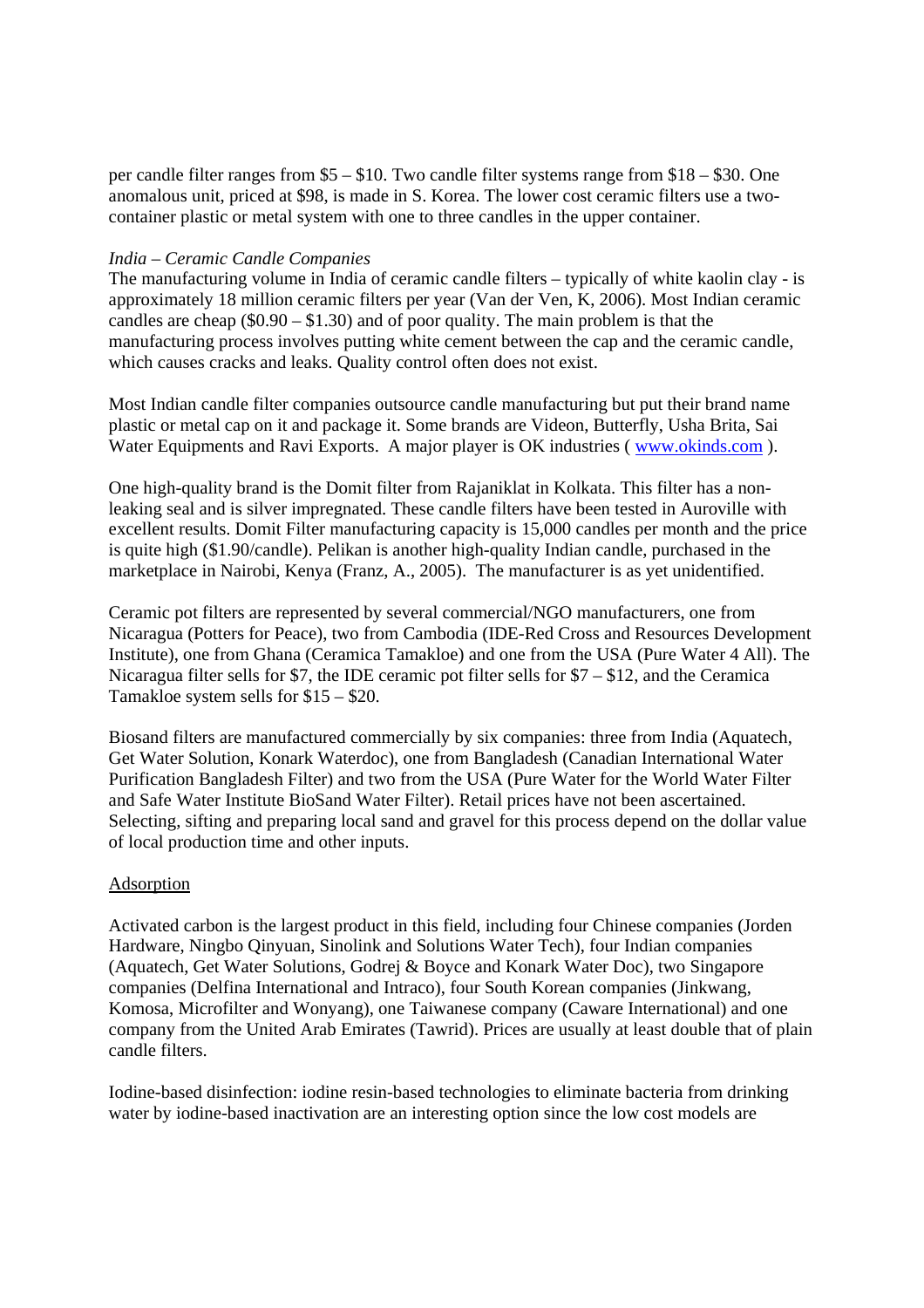per candle filter ranges from $5 – $10. Two candle filter systems range from $18 – $30. One anomalous unit, priced at $98, is made in S. Korea. The lower cost ceramic filters use a two-container plastic or metal system with one to three candles in the upper container.

*India – Ceramic Candle Companies*
The manufacturing volume in India of ceramic candle filters – typically of white kaolin clay - is approximately 18 million ceramic filters per year (Van der Ven, K, 2006). Most Indian ceramic candles are cheap ($0.90 – $1.30) and of poor quality. The main problem is that the manufacturing process involves putting white cement between the cap and the ceramic candle, which causes cracks and leaks. Quality control often does not exist.

Most Indian candle filter companies outsource candle manufacturing but put their brand name plastic or metal cap on it and package it. Some brands are Videon, Butterfly, Usha Brita, Sai Water Equipments and Ravi Exports. A major player is OK industries ( [www.okinds.com](http://www.okinds.com) ).

One high-quality brand is the Domit filter from Rajaniklat in Kolkata. This filter has a non-leaking seal and is silver impregnated. These candle filters have been tested in Auroville with excellent results. Domit Filter manufacturing capacity is 15,000 candles per month and the price is quite high ($1.90/candle). Pelikan is another high-quality Indian candle, purchased in the marketplace in Nairobi, Kenya (Franz, A., 2005). The manufacturer is as yet unidentified.

Ceramic pot filters are represented by several commercial/NGO manufacturers, one from Nicaragua (Potters for Peace), two from Cambodia (IDE-Red Cross and Resources Development Institute), one from Ghana (Ceramica Tamakloe) and one from the USA (Pure Water 4 All). The Nicaragua filter sells for $7, the IDE ceramic pot filter sells for $7 – $12, and the Ceramica Tamakloe system sells for $15 – $20.

Biosand filters are manufactured commercially by six companies: three from India (Aquatech, Get Water Solution, Konark Waterdoc), one from Bangladesh (Canadian International Water Purification Bangladesh Filter) and two from the USA (Pure Water for the World Water Filter and Safe Water Institute BioSand Water Filter). Retail prices have not been ascertained. Selecting, sifting and preparing local sand and gravel for this process depend on the dollar value of local production time and other inputs.

Adsorption

Activated carbon is the largest product in this field, including four Chinese companies (Jorden Hardware, Ningbo Qinyuan, Sinolink and Solutions Water Tech), four Indian companies (Aquatech, Get Water Solutions, Godrej & Boyce and Konark Water Doc), two Singapore companies (Delfina International and Intraco), four South Korean companies (Jinkwang, Komosa, Microfilter and Wonyang), one Taiwanese company (Caware International) and one company from the United Arab Emirates (Tawrid). Prices are usually at least double that of plain candle filters.

Iodine-based disinfection: iodine resin-based technologies to eliminate bacteria from drinking water by iodine-based inactivation are an interesting option since the low cost models are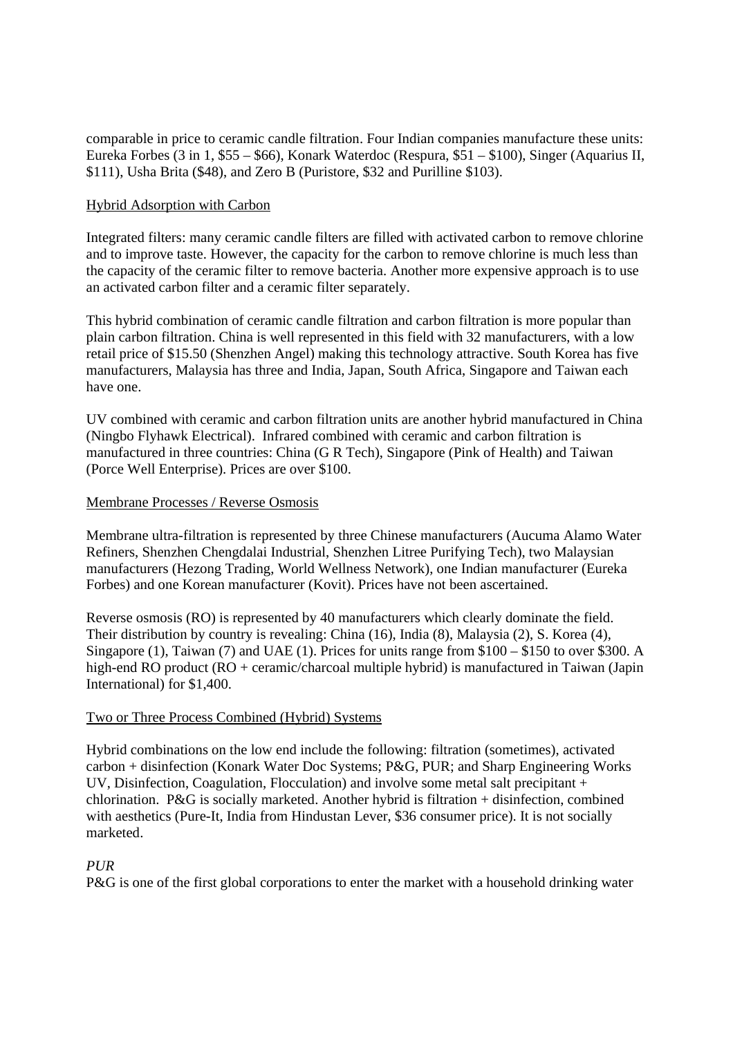comparable in price to ceramic candle filtration. Four Indian companies manufacture these units: Eureka Forbes (3 in 1, $55 – $66), Konark Waterdoc (Respura, $51 – $100), Singer (Aquarius II, $111), Usha Brita ($48), and Zero B (Puristore, $32 and Purilline $103).

Hybrid Adsorption with Carbon

Integrated filters: many ceramic candle filters are filled with activated carbon to remove chlorine and to improve taste. However, the capacity for the carbon to remove chlorine is much less than the capacity of the ceramic filter to remove bacteria. Another more expensive approach is to use an activated carbon filter and a ceramic filter separately.

This hybrid combination of ceramic candle filtration and carbon filtration is more popular than plain carbon filtration. China is well represented in this field with 32 manufacturers, with a low retail price of $15.50 (Shenzhen Angel) making this technology attractive. South Korea has five manufacturers, Malaysia has three and India, Japan, South Africa, Singapore and Taiwan each have one.

UV combined with ceramic and carbon filtration units are another hybrid manufactured in China (Ningbo Flyhawk Electrical). Infrared combined with ceramic and carbon filtration is manufactured in three countries: China (G R Tech), Singapore (Pink of Health) and Taiwan (Porce Well Enterprise). Prices are over $100.

Membrane Processes / Reverse Osmosis

Membrane ultra-filtration is represented by three Chinese manufacturers (Aucuma Alamo Water Refiners, Shenzhen Chengdalai Industrial, Shenzhen Litree Purifying Tech), two Malaysian manufacturers (Hezong Trading, World Wellness Network), one Indian manufacturer (Eureka Forbes) and one Korean manufacturer (Kovit). Prices have not been ascertained.

Reverse osmosis (RO) is represented by 40 manufacturers which clearly dominate the field. Their distribution by country is revealing: China (16), India (8), Malaysia (2), S. Korea (4), Singapore (1), Taiwan (7) and UAE (1). Prices for units range from $100 – $150 to over $300. A high-end RO product (RO + ceramic/charcoal multiple hybrid) is manufactured in Taiwan (Japin International) for $1,400.

Two or Three Process Combined (Hybrid) Systems

Hybrid combinations on the low end include the following: filtration (sometimes), activated carbon + disinfection (Konark Water Doc Systems; P&G, PUR; and Sharp Engineering Works UV, Disinfection, Coagulation, Flocculation) and involve some metal salt precipitant + chlorination. P&G is socially marketed. Another hybrid is filtration + disinfection, combined with aesthetics (Pure-It, India from Hindustan Lever, $36 consumer price). It is not socially marketed.

*PUR*

P&G is one of the first global corporations to enter the market with a household drinking water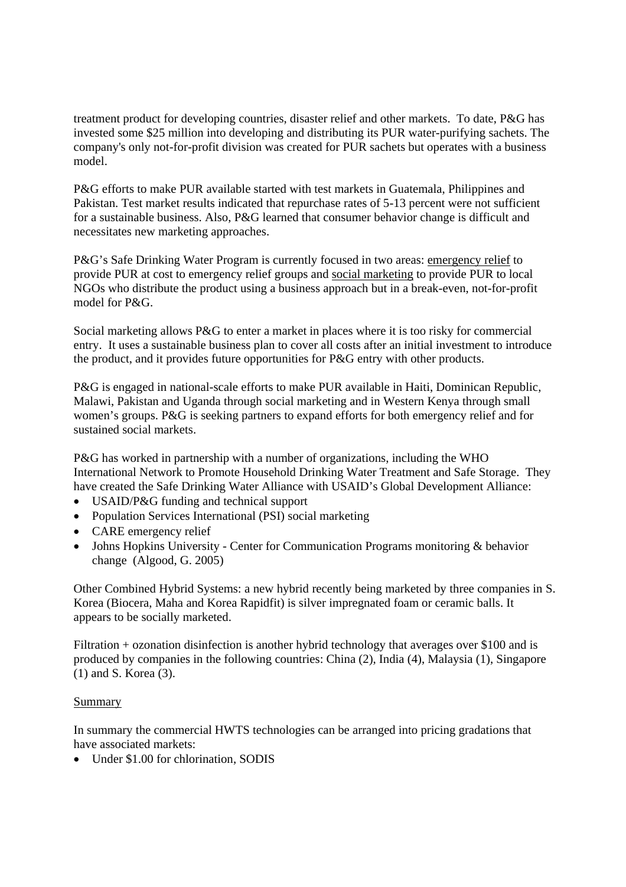treatment product for developing countries, disaster relief and other markets. To date, P&G has invested some $25 million into developing and distributing its PUR water-purifying sachets. The company's only not-for-profit division was created for PUR sachets but operates with a business model.

P&G efforts to make PUR available started with test markets in Guatemala, Philippines and Pakistan. Test market results indicated that repurchase rates of 5-13 percent were not sufficient for a sustainable business. Also, P&G learned that consumer behavior change is difficult and necessitates new marketing approaches.

P&G's Safe Drinking Water Program is currently focused in two areas: emergency relief to provide PUR at cost to emergency relief groups and social marketing to provide PUR to local NGOs who distribute the product using a business approach but in a break-even, not-for-profit model for P&G.

Social marketing allows P&G to enter a market in places where it is too risky for commercial entry. It uses a sustainable business plan to cover all costs after an initial investment to introduce the product, and it provides future opportunities for P&G entry with other products.

P&G is engaged in national-scale efforts to make PUR available in Haiti, Dominican Republic, Malawi, Pakistan and Uganda through social marketing and in Western Kenya through small women's groups. P&G is seeking partners to expand efforts for both emergency relief and for sustained social markets.

P&G has worked in partnership with a number of organizations, including the WHO International Network to Promote Household Drinking Water Treatment and Safe Storage. They have created the Safe Drinking Water Alliance with USAID's Global Development Alliance:

- USAID/P&G funding and technical support
- Population Services International (PSI) social marketing
- CARE emergency relief
- Johns Hopkins University - Center for Communication Programs monitoring & behavior change (Algood, G. 2005)

Other Combined Hybrid Systems: a new hybrid recently being marketed by three companies in S. Korea (Biocera, Maha and Korea Rapidfit) is silver impregnated foam or ceramic balls. It appears to be socially marketed.

Filtration + ozonation disinfection is another hybrid technology that averages over $100 and is produced by companies in the following countries: China (2), India (4), Malaysia (1), Singapore (1) and S. Korea (3).

Summary

In summary the commercial HWTS technologies can be arranged into pricing gradations that have associated markets:

- Under $1.00 for chlorination, SODIS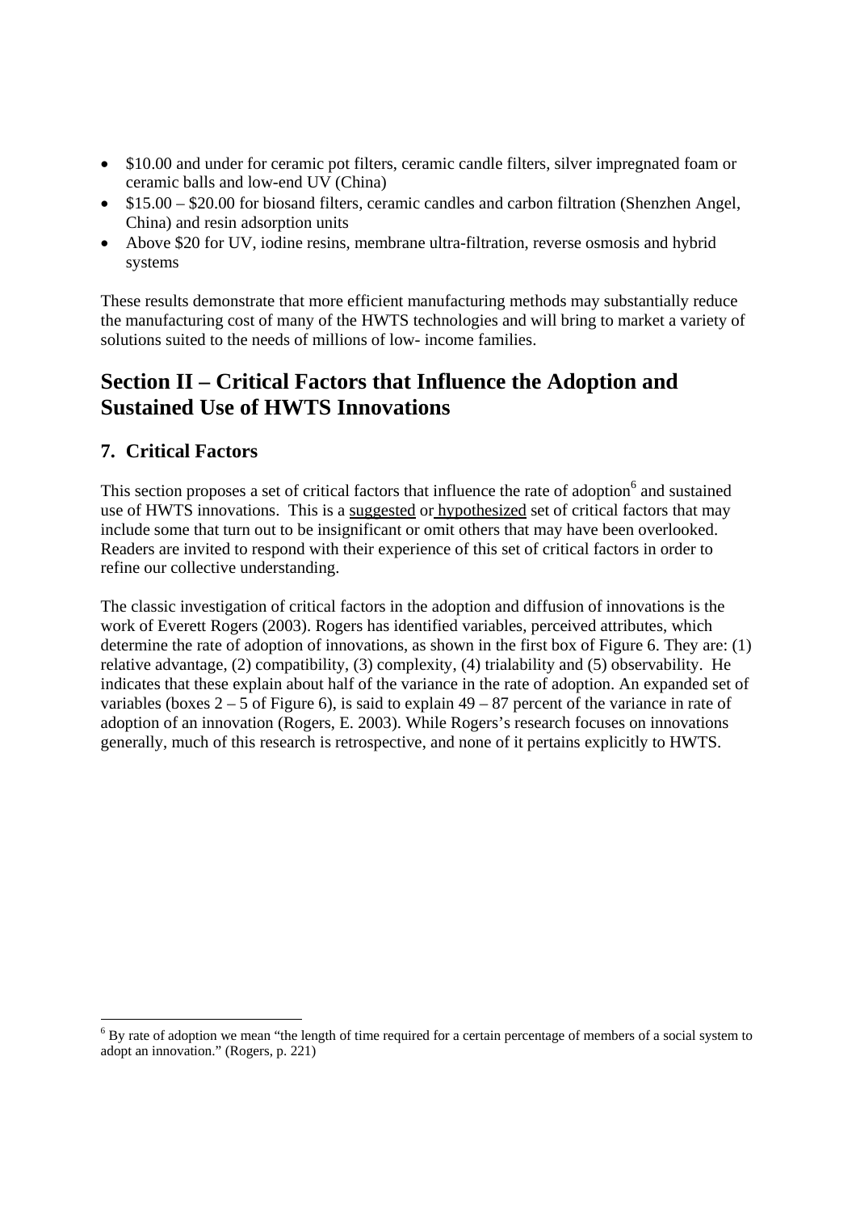- $10.00 and under for ceramic pot filters, ceramic candle filters, silver impregnated foam or ceramic balls and low-end UV (China)
- $15.00 – $20.00 for biosand filters, ceramic candles and carbon filtration (Shenzhen Angel, China) and resin adsorption units
- Above $20 for UV, iodine resins, membrane ultra-filtration, reverse osmosis and hybrid systems

These results demonstrate that more efficient manufacturing methods may substantially reduce the manufacturing cost of many of the HWTS technologies and will bring to market a variety of solutions suited to the needs of millions of low- income families.

# Section II – Critical Factors that Influence the Adoption and Sustained Use of HWTS Innovations

## 7. Critical Factors

This section proposes a set of critical factors that influence the rate of adoption[6] and sustained use of HWTS innovations. This is a suggested or hypothesized set of critical factors that may include some that turn out to be insignificant or omit others that may have been overlooked. Readers are invited to respond with their experience of this set of critical factors in order to refine our collective understanding.

The classic investigation of critical factors in the adoption and diffusion of innovations is the work of Everett Rogers (2003). Rogers has identified variables, perceived attributes, which determine the rate of adoption of innovations, as shown in the first box of Figure 6. They are: (1) relative advantage, (2) compatibility, (3) complexity, (4) trialability and (5) observability. He indicates that these explain about half of the variance in the rate of adoption. An expanded set of variables (boxes 2 – 5 of Figure 6), is said to explain 49 – 87 percent of the variance in rate of adoption of an innovation (Rogers, E. 2003). While Rogers's research focuses on innovations generally, much of this research is retrospective, and none of it pertains explicitly to HWTS.

[6] By rate of adoption we mean "the length of time required for a certain percentage of members of a social system to adopt an innovation." (Rogers, p. 221)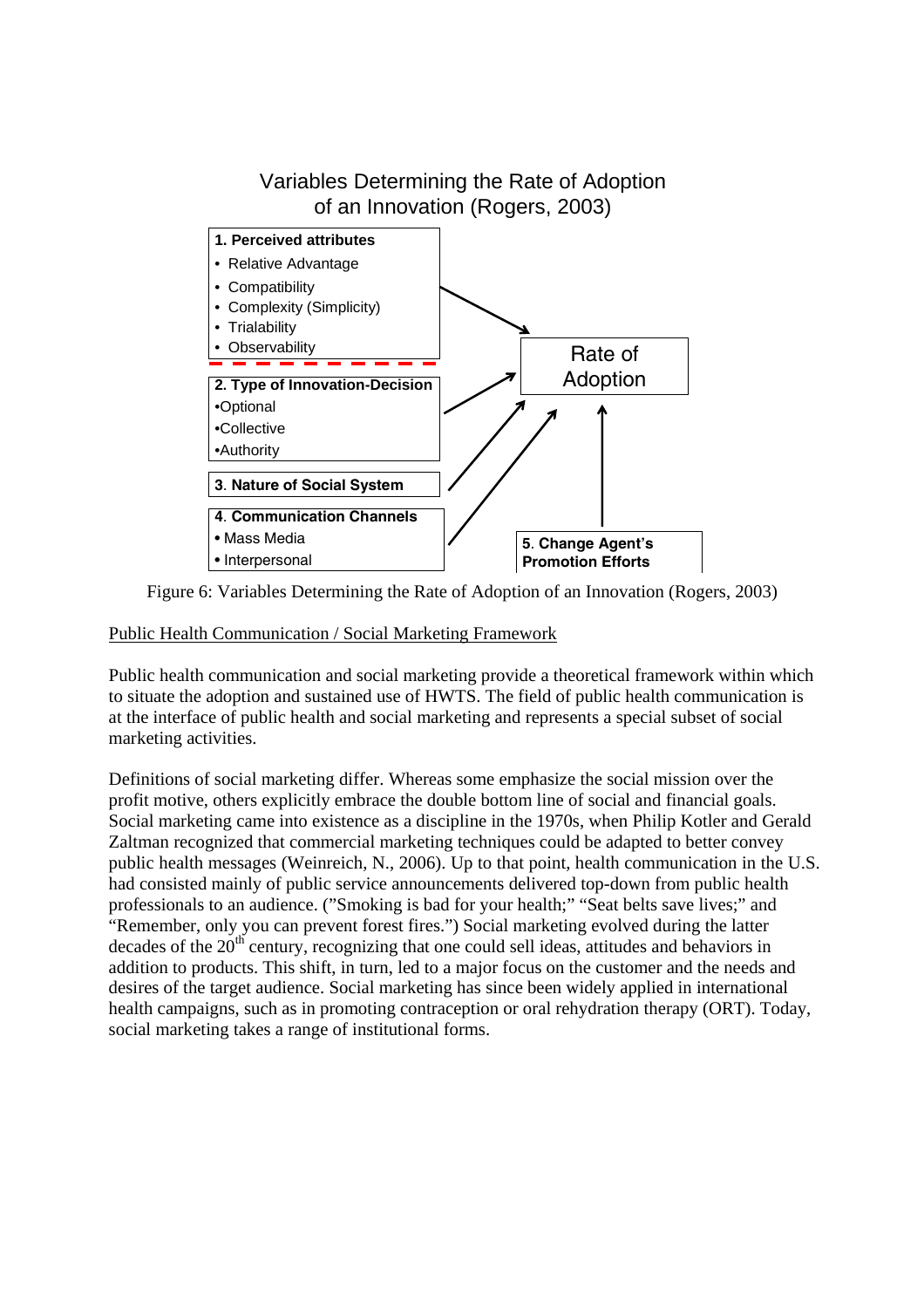Variables Determining the Rate of Adoption of an Innovation (Rogers, 2003)

**1. Perceived attributes**
- Relative Advantage
- Compatibility
- Complexity (Simplicity)
- Trialability
- Observability

**2. Type of Innovation-Decision**
- Optional
- Collective
- Authority

**3. Nature of Social System**

**4. Communication Channels**
- Mass Media
- Interpersonal

**5. Change Agent's Promotion Efforts**

Rate of Adoption

Figure 6: Variables Determining the Rate of Adoption of an Innovation (Rogers, 2003)

Public Health Communication / Social Marketing Framework

Public health communication and social marketing provide a theoretical framework within which to situate the adoption and sustained use of HWTS. The field of public health communication is at the interface of public health and social marketing and represents a special subset of social marketing activities.

Definitions of social marketing differ. Whereas some emphasize the social mission over the profit motive, others explicitly embrace the double bottom line of social and financial goals. Social marketing came into existence as a discipline in the 1970s, when Philip Kotler and Gerald Zaltman recognized that commercial marketing techniques could be adapted to better convey public health messages (Weinreich, N., 2006). Up to that point, health communication in the U.S. had consisted mainly of public service announcements delivered top-down from public health professionals to an audience. ("Smoking is bad for your health;" "Seat belts save lives;" and "Remember, only you can prevent forest fires.") Social marketing evolved during the latter decades of the 20th century, recognizing that one could sell ideas, attitudes and behaviors in addition to products. This shift, in turn, led to a major focus on the customer and the needs and desires of the target audience. Social marketing has since been widely applied in international health campaigns, such as in promoting contraception or oral rehydration therapy (ORT). Today, social marketing takes a range of institutional forms.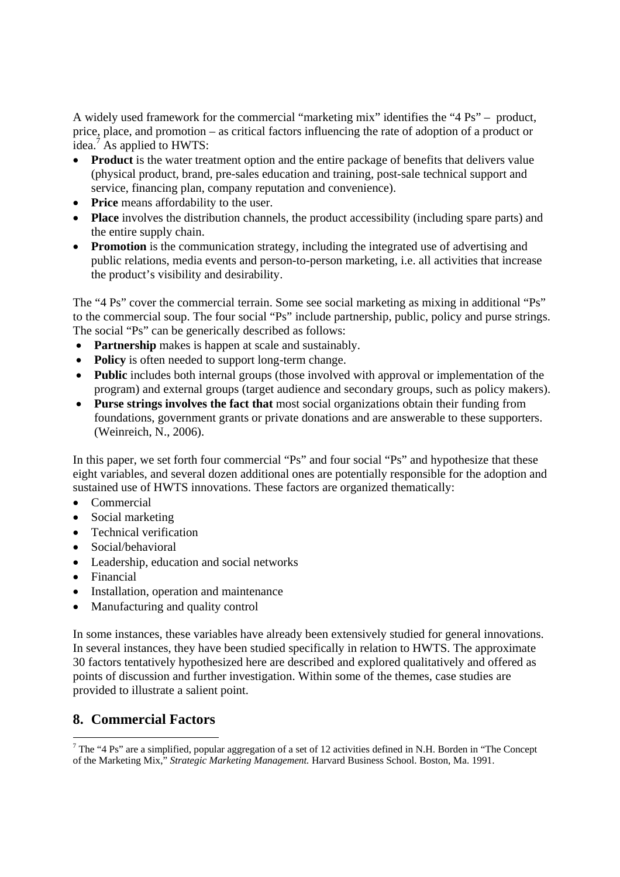A widely used framework for the commercial "marketing mix" identifies the "4 Ps" – product, price, place, and promotion – as critical factors influencing the rate of adoption of a product or idea.[7] As applied to HWTS:

- **Product** is the water treatment option and the entire package of benefits that delivers value (physical product, brand, pre-sales education and training, post-sale technical support and service, financing plan, company reputation and convenience).
- **Price** means affordability to the user.
- **Place** involves the distribution channels, the product accessibility (including spare parts) and the entire supply chain.
- **Promotion** is the communication strategy, including the integrated use of advertising and public relations, media events and person-to-person marketing, i.e. all activities that increase the product's visibility and desirability.

The "4 Ps" cover the commercial terrain. Some see social marketing as mixing in additional "Ps" to the commercial soup. The four social "Ps" include partnership, public, policy and purse strings. The social "Ps" can be generically described as follows:

- **Partnership** makes is happen at scale and sustainably.
- **Policy** is often needed to support long-term change.
- **Public** includes both internal groups (those involved with approval or implementation of the program) and external groups (target audience and secondary groups, such as policy makers).
- **Purse strings involves the fact that** most social organizations obtain their funding from foundations, government grants or private donations and are answerable to these supporters. (Weinreich, N., 2006).

In this paper, we set forth four commercial "Ps" and four social "Ps" and hypothesize that these eight variables, and several dozen additional ones are potentially responsible for the adoption and sustained use of HWTS innovations. These factors are organized thematically:

- Commercial
- Social marketing
- Technical verification
- Social/behavioral
- Leadership, education and social networks
- Financial
- Installation, operation and maintenance
- Manufacturing and quality control

In some instances, these variables have already been extensively studied for general innovations. In several instances, they have been studied specifically in relation to HWTS. The approximate 30 factors tentatively hypothesized here are described and explored qualitatively and offered as points of discussion and further investigation. Within some of the themes, case studies are provided to illustrate a salient point.

## 8. Commercial Factors

[7] The "4 Ps" are a simplified, popular aggregation of a set of 12 activities defined in N.H. Borden in "The Concept of the Marketing Mix," *Strategic Marketing Management.* Harvard Business School. Boston, Ma. 1991.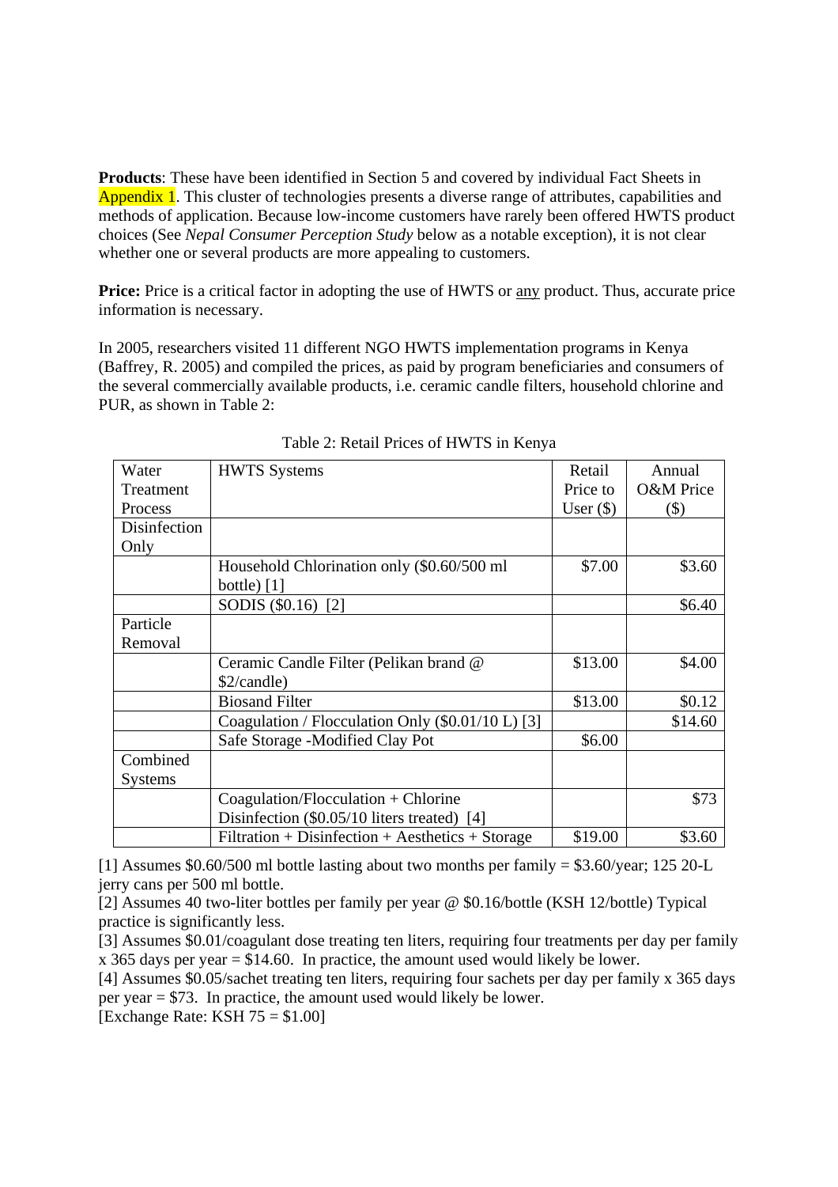**Products**: These have been identified in Section 5 and covered by individual Fact Sheets in Appendix 1. This cluster of technologies presents a diverse range of attributes, capabilities and methods of application. Because low-income customers have rarely been offered HWTS product choices (See *Nepal Consumer Perception Study* below as a notable exception), it is not clear whether one or several products are more appealing to customers.

**Price:** Price is a critical factor in adopting the use of HWTS or <u>any</u> product. Thus, accurate price information is necessary.

In 2005, researchers visited 11 different NGO HWTS implementation programs in Kenya (Baffrey, R. 2005) and compiled the prices, as paid by program beneficiaries and consumers of the several commercially available products, i.e. ceramic candle filters, household chlorine and PUR, as shown in Table 2:

Table 2: Retail Prices of HWTS in Kenya

| Water Treatment Process | HWTS Systems | Retail Price to User ($) | Annual O&M Price ($) |
|---|---|---|---|
| Disinfection Only | | | |
| | Household Chlorination only ($0.60/500 ml bottle) [1] | $7.00 | $3.60 |
| | SODIS ($0.16) [2] | | $6.40 |
| Particle Removal | | | |
| | Ceramic Candle Filter (Pelikan brand @ $2/candle) | $13.00 | $4.00 |
| | Biosand Filter | $13.00 | $0.12 |
| | Coagulation / Flocculation Only ($0.01/10 L) [3] | | $14.60 |
| | Safe Storage -Modified Clay Pot | $6.00 | |
| Combined Systems | | | |
| | Coagulation/Flocculation + Chlorine Disinfection ($0.05/10 liters treated) [4] | | $73 |
| | Filtration + Disinfection + Aesthetics + Storage | $19.00 | $3.60 |

[1] Assumes $0.60/500 ml bottle lasting about two months per family = $3.60/year; 125 20-L jerry cans per 500 ml bottle.
[2] Assumes 40 two-liter bottles per family per year @ $0.16/bottle (KSH 12/bottle) Typical practice is significantly less.
[3] Assumes $0.01/coagulant dose treating ten liters, requiring four treatments per day per family x 365 days per year = $14.60. In practice, the amount used would likely be lower.
[4] Assumes $0.05/sachet treating ten liters, requiring four sachets per day per family x 365 days per year = $73. In practice, the amount used would likely be lower.
[Exchange Rate: KSH 75 = $1.00]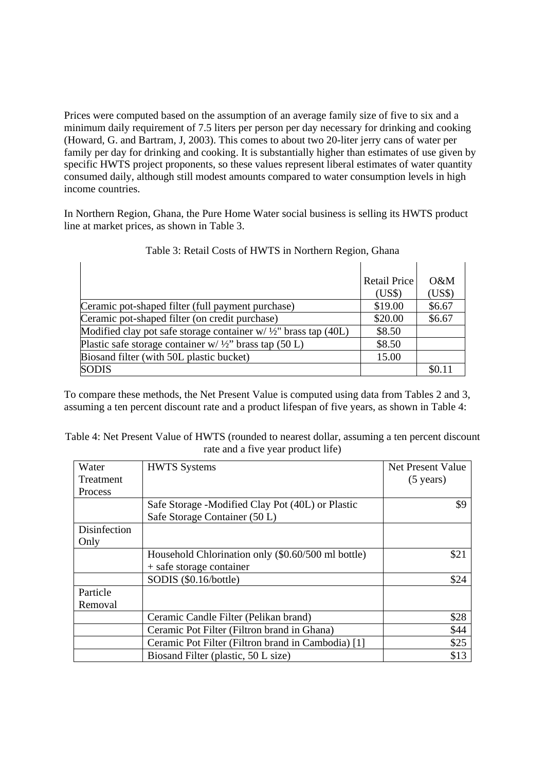Prices were computed based on the assumption of an average family size of five to six and a minimum daily requirement of 7.5 liters per person per day necessary for drinking and cooking (Howard, G. and Bartram, J, 2003). This comes to about two 20-liter jerry cans of water per family per day for drinking and cooking. It is substantially higher than estimates of use given by specific HWTS project proponents, so these values represent liberal estimates of water quantity consumed daily, although still modest amounts compared to water consumption levels in high income countries.

In Northern Region, Ghana, the Pure Home Water social business is selling its HWTS product line at market prices, as shown in Table 3.

Table 3: Retail Costs of HWTS in Northern Region, Ghana

| | Retail Price (US$) | O&M (US$) |
|---|---|---|
| Ceramic pot-shaped filter (full payment purchase) | $19.00 | $6.67 |
| Ceramic pot-shaped filter (on credit purchase) | $20.00 | $6.67 |
| Modified clay pot safe storage container w/ ½" brass tap (40L) | $8.50 | |
| Plastic safe storage container w/ ½" brass tap (50 L) | $8.50 | |
| Biosand filter (with 50L plastic bucket) | 15.00 | |
| SODIS | | $0.11 |

To compare these methods, the Net Present Value is computed using data from Tables 2 and 3, assuming a ten percent discount rate and a product lifespan of five years, as shown in Table 4:

Table 4: Net Present Value of HWTS (rounded to nearest dollar, assuming a ten percent discount rate and a five year product life)

| Water Treatment Process | HWTS Systems | Net Present Value (5 years) |
|---|---|---|
| | Safe Storage -Modified Clay Pot (40L) or Plastic Safe Storage Container (50 L) | $9 |
| Disinfection Only | | |
| | Household Chlorination only ($0.60/500 ml bottle) + safe storage container | $21 |
| | SODIS ($0.16/bottle) | $24 |
| Particle Removal | | |
| | Ceramic Candle Filter (Pelikan brand) | $28 |
| | Ceramic Pot Filter (Filtron brand in Ghana) | $44 |
| | Ceramic Pot Filter (Filtron brand in Cambodia) [1] | $25 |
| | Biosand Filter (plastic, 50 L size) | $13 |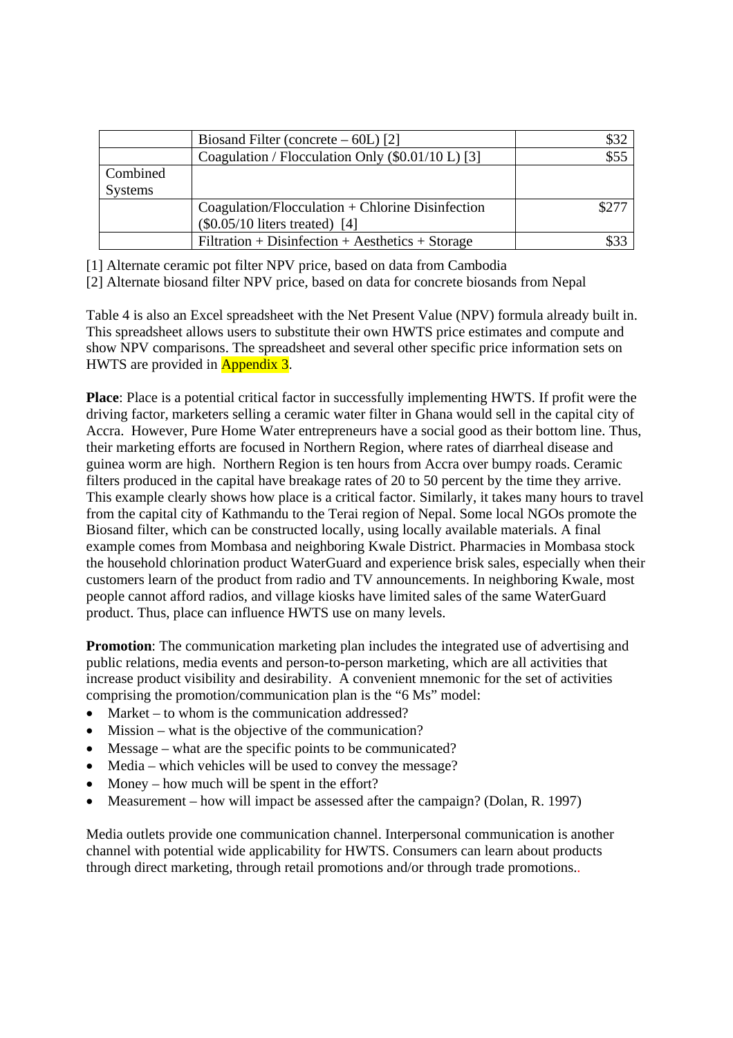|  |  |  |
|---|---|---|
|  | Biosand Filter (concrete – 60L) [2] | $32 |
|  | Coagulation / Flocculation Only ($0.01/10 L) [3] | $55 |
| Combined Systems |  |  |
|  | Coagulation/Flocculation + Chlorine Disinfection ($0.05/10 liters treated) [4] | $277 |
|  | Filtration + Disinfection + Aesthetics + Storage | $33 |

[1] Alternate ceramic pot filter NPV price, based on data from Cambodia
[2] Alternate biosand filter NPV price, based on data for concrete biosands from Nepal

Table 4 is also an Excel spreadsheet with the Net Present Value (NPV) formula already built in. This spreadsheet allows users to substitute their own HWTS price estimates and compute and show NPV comparisons. The spreadsheet and several other specific price information sets on HWTS are provided in Appendix 3.

**Place**: Place is a potential critical factor in successfully implementing HWTS. If profit were the driving factor, marketers selling a ceramic water filter in Ghana would sell in the capital city of Accra. However, Pure Home Water entrepreneurs have a social good as their bottom line. Thus, their marketing efforts are focused in Northern Region, where rates of diarrheal disease and guinea worm are high. Northern Region is ten hours from Accra over bumpy roads. Ceramic filters produced in the capital have breakage rates of 20 to 50 percent by the time they arrive. This example clearly shows how place is a critical factor. Similarly, it takes many hours to travel from the capital city of Kathmandu to the Terai region of Nepal. Some local NGOs promote the Biosand filter, which can be constructed locally, using locally available materials. A final example comes from Mombasa and neighboring Kwale District. Pharmacies in Mombasa stock the household chlorination product WaterGuard and experience brisk sales, especially when their customers learn of the product from radio and TV announcements. In neighboring Kwale, most people cannot afford radios, and village kiosks have limited sales of the same WaterGuard product. Thus, place can influence HWTS use on many levels.

**Promotion**: The communication marketing plan includes the integrated use of advertising and public relations, media events and person-to-person marketing, which are all activities that increase product visibility and desirability. A convenient mnemonic for the set of activities comprising the promotion/communication plan is the "6 Ms" model:

- Market – to whom is the communication addressed?
- Mission – what is the objective of the communication?
- Message – what are the specific points to be communicated?
- Media – which vehicles will be used to convey the message?
- Money – how much will be spent in the effort?
- Measurement – how will impact be assessed after the campaign? (Dolan, R. 1997)

Media outlets provide one communication channel. Interpersonal communication is another channel with potential wide applicability for HWTS. Consumers can learn about products through direct marketing, through retail promotions and/or through trade promotions..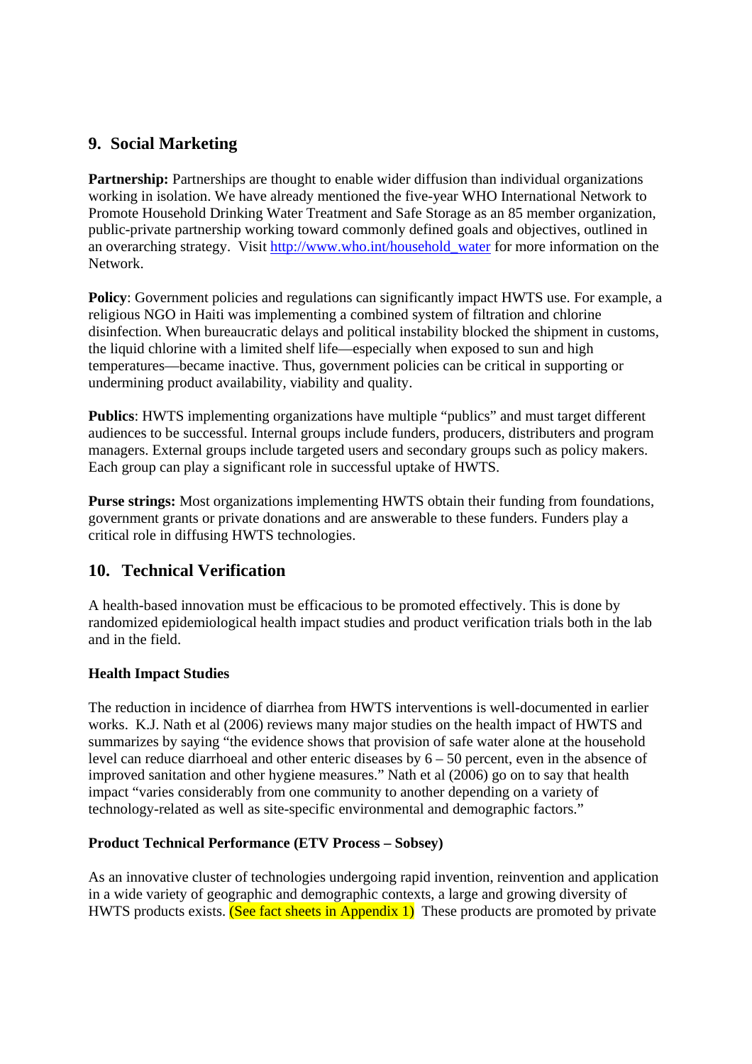## 9. Social Marketing

**Partnership:** Partnerships are thought to enable wider diffusion than individual organizations working in isolation. We have already mentioned the five-year WHO International Network to Promote Household Drinking Water Treatment and Safe Storage as an 85 member organization, public-private partnership working toward commonly defined goals and objectives, outlined in an overarching strategy. Visit http://www.who.int/household_water for more information on the Network.

**Policy**: Government policies and regulations can significantly impact HWTS use. For example, a religious NGO in Haiti was implementing a combined system of filtration and chlorine disinfection. When bureaucratic delays and political instability blocked the shipment in customs, the liquid chlorine with a limited shelf life—especially when exposed to sun and high temperatures—became inactive. Thus, government policies can be critical in supporting or undermining product availability, viability and quality.

**Publics**: HWTS implementing organizations have multiple "publics" and must target different audiences to be successful. Internal groups include funders, producers, distributers and program managers. External groups include targeted users and secondary groups such as policy makers. Each group can play a significant role in successful uptake of HWTS.

**Purse strings:** Most organizations implementing HWTS obtain their funding from foundations, government grants or private donations and are answerable to these funders. Funders play a critical role in diffusing HWTS technologies.

## 10. Technical Verification

A health-based innovation must be efficacious to be promoted effectively. This is done by randomized epidemiological health impact studies and product verification trials both in the lab and in the field.

### Health Impact Studies

The reduction in incidence of diarrhea from HWTS interventions is well-documented in earlier works. K.J. Nath et al (2006) reviews many major studies on the health impact of HWTS and summarizes by saying "the evidence shows that provision of safe water alone at the household level can reduce diarrhoeal and other enteric diseases by 6 – 50 percent, even in the absence of improved sanitation and other hygiene measures." Nath et al (2006) go on to say that health impact "varies considerably from one community to another depending on a variety of technology-related as well as site-specific environmental and demographic factors."

### Product Technical Performance (ETV Process – Sobsey)

As an innovative cluster of technologies undergoing rapid invention, reinvention and application in a wide variety of geographic and demographic contexts, a large and growing diversity of HWTS products exists. (See fact sheets in Appendix 1) These products are promoted by private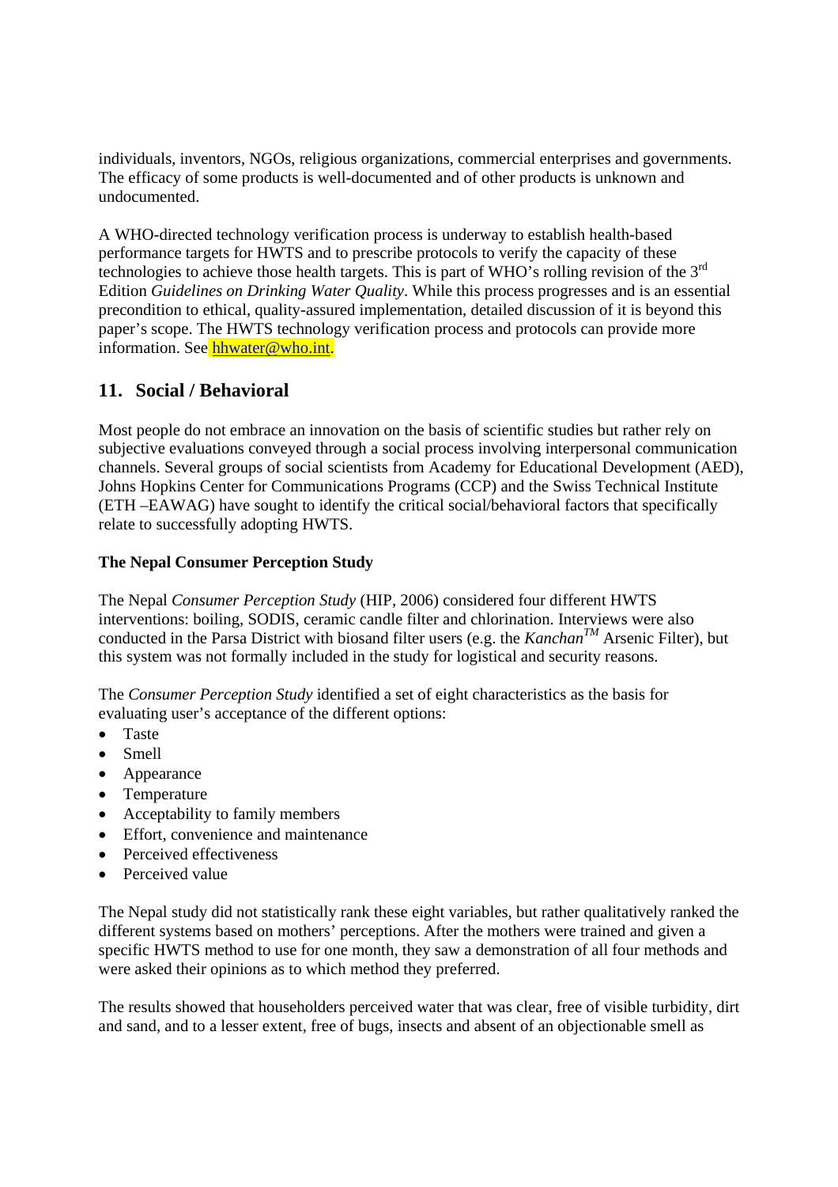individuals, inventors, NGOs, religious organizations, commercial enterprises and governments. The efficacy of some products is well-documented and of other products is unknown and undocumented.

A WHO-directed technology verification process is underway to establish health-based performance targets for HWTS and to prescribe protocols to verify the capacity of these technologies to achieve those health targets. This is part of WHO's rolling revision of the 3rd Edition *Guidelines on Drinking Water Quality*. While this process progresses and is an essential precondition to ethical, quality-assured implementation, detailed discussion of it is beyond this paper's scope. The HWTS technology verification process and protocols can provide more information. See hhwater@who.int.

## 11. Social / Behavioral

Most people do not embrace an innovation on the basis of scientific studies but rather rely on subjective evaluations conveyed through a social process involving interpersonal communication channels. Several groups of social scientists from Academy for Educational Development (AED), Johns Hopkins Center for Communications Programs (CCP) and the Swiss Technical Institute (ETH –EAWAG) have sought to identify the critical social/behavioral factors that specifically relate to successfully adopting HWTS.

**The Nepal Consumer Perception Study**

The Nepal *Consumer Perception Study* (HIP, 2006) considered four different HWTS interventions: boiling, SODIS, ceramic candle filter and chlorination. Interviews were also conducted in the Parsa District with biosand filter users (e.g. the *Kanchan™* Arsenic Filter), but this system was not formally included in the study for logistical and security reasons.

The *Consumer Perception Study* identified a set of eight characteristics as the basis for evaluating user's acceptance of the different options:

- Taste
- Smell
- Appearance
- Temperature
- Acceptability to family members
- Effort, convenience and maintenance
- Perceived effectiveness
- Perceived value

The Nepal study did not statistically rank these eight variables, but rather qualitatively ranked the different systems based on mothers' perceptions. After the mothers were trained and given a specific HWTS method to use for one month, they saw a demonstration of all four methods and were asked their opinions as to which method they preferred.

The results showed that householders perceived water that was clear, free of visible turbidity, dirt and sand, and to a lesser extent, free of bugs, insects and absent of an objectionable smell as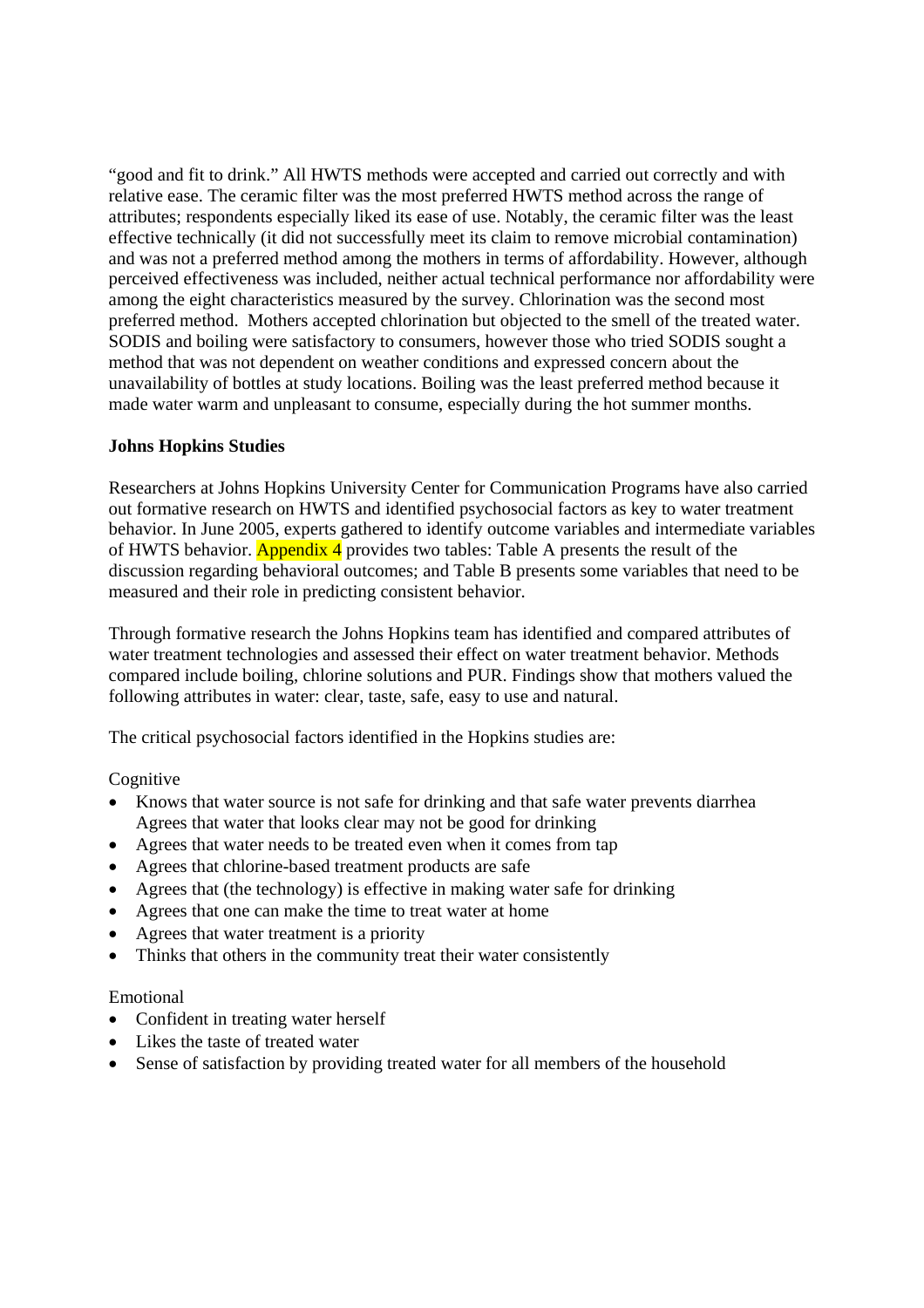"good and fit to drink." All HWTS methods were accepted and carried out correctly and with relative ease. The ceramic filter was the most preferred HWTS method across the range of attributes; respondents especially liked its ease of use. Notably, the ceramic filter was the least effective technically (it did not successfully meet its claim to remove microbial contamination) and was not a preferred method among the mothers in terms of affordability. However, although perceived effectiveness was included, neither actual technical performance nor affordability were among the eight characteristics measured by the survey. Chlorination was the second most preferred method. Mothers accepted chlorination but objected to the smell of the treated water. SODIS and boiling were satisfactory to consumers, however those who tried SODIS sought a method that was not dependent on weather conditions and expressed concern about the unavailability of bottles at study locations. Boiling was the least preferred method because it made water warm and unpleasant to consume, especially during the hot summer months.

**Johns Hopkins Studies**

Researchers at Johns Hopkins University Center for Communication Programs have also carried out formative research on HWTS and identified psychosocial factors as key to water treatment behavior. In June 2005, experts gathered to identify outcome variables and intermediate variables of HWTS behavior. Appendix 4 provides two tables: Table A presents the result of the discussion regarding behavioral outcomes; and Table B presents some variables that need to be measured and their role in predicting consistent behavior.

Through formative research the Johns Hopkins team has identified and compared attributes of water treatment technologies and assessed their effect on water treatment behavior. Methods compared include boiling, chlorine solutions and PUR. Findings show that mothers valued the following attributes in water: clear, taste, safe, easy to use and natural.

The critical psychosocial factors identified in the Hopkins studies are:

Cognitive

- Knows that water source is not safe for drinking and that safe water prevents diarrhea Agrees that water that looks clear may not be good for drinking
- Agrees that water needs to be treated even when it comes from tap
- Agrees that chlorine-based treatment products are safe
- Agrees that (the technology) is effective in making water safe for drinking
- Agrees that one can make the time to treat water at home
- Agrees that water treatment is a priority
- Thinks that others in the community treat their water consistently

Emotional

- Confident in treating water herself
- Likes the taste of treated water
- Sense of satisfaction by providing treated water for all members of the household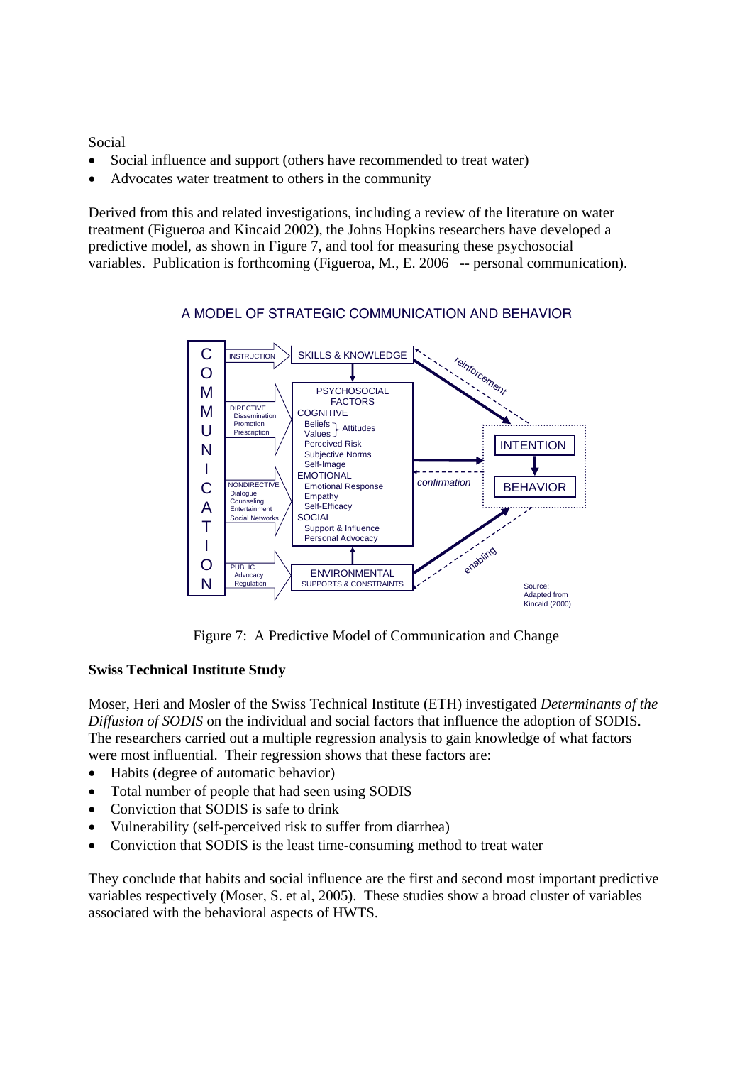Social

- Social influence and support (others have recommended to treat water)
- Advocates water treatment to others in the community

Derived from this and related investigations, including a review of the literature on water treatment (Figueroa and Kincaid 2002), the Johns Hopkins researchers have developed a predictive model, as shown in Figure 7, and tool for measuring these psychosocial variables. Publication is forthcoming (Figueroa, M., E. 2006 -- personal communication).

A MODEL OF STRATEGIC COMMUNICATION AND BEHAVIOR

Figure 7: A Predictive Model of Communication and Change

**Swiss Technical Institute Study**

Moser, Heri and Mosler of the Swiss Technical Institute (ETH) investigated *Determinants of the Diffusion of SODIS* on the individual and social factors that influence the adoption of SODIS. The researchers carried out a multiple regression analysis to gain knowledge of what factors were most influential. Their regression shows that these factors are:

- Habits (degree of automatic behavior)
- Total number of people that had seen using SODIS
- Conviction that SODIS is safe to drink
- Vulnerability (self-perceived risk to suffer from diarrhea)
- Conviction that SODIS is the least time-consuming method to treat water

They conclude that habits and social influence are the first and second most important predictive variables respectively (Moser, S. et al, 2005). These studies show a broad cluster of variables associated with the behavioral aspects of HWTS.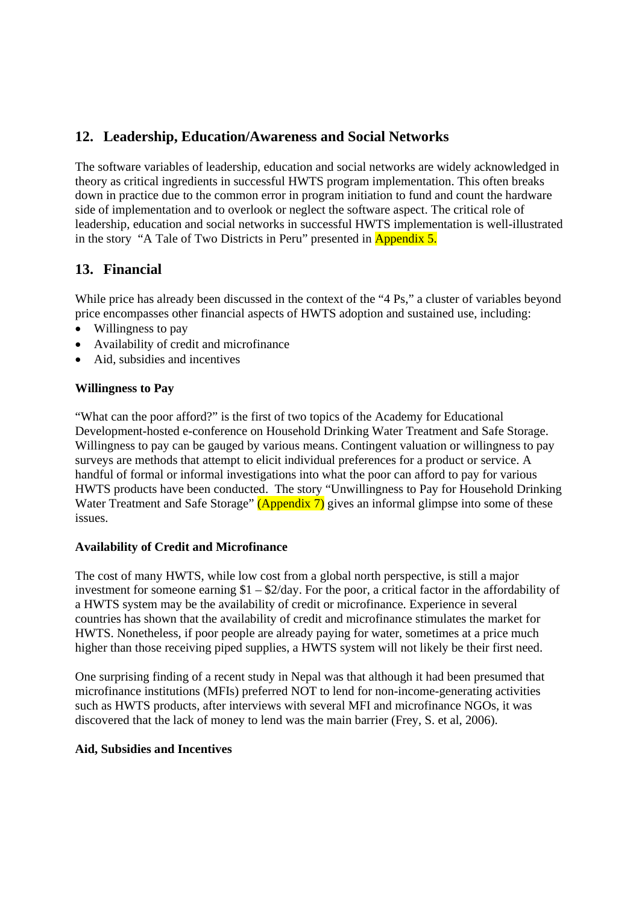## 12. Leadership, Education/Awareness and Social Networks

The software variables of leadership, education and social networks are widely acknowledged in theory as critical ingredients in successful HWTS program implementation. This often breaks down in practice due to the common error in program initiation to fund and count the hardware side of implementation and to overlook or neglect the software aspect. The critical role of leadership, education and social networks in successful HWTS implementation is well-illustrated in the story "A Tale of Two Districts in Peru" presented in Appendix 5.

## 13. Financial

While price has already been discussed in the context of the "4 Ps," a cluster of variables beyond price encompasses other financial aspects of HWTS adoption and sustained use, including:

- Willingness to pay
- Availability of credit and microfinance
- Aid, subsidies and incentives

**Willingness to Pay**

"What can the poor afford?" is the first of two topics of the Academy for Educational Development-hosted e-conference on Household Drinking Water Treatment and Safe Storage. Willingness to pay can be gauged by various means. Contingent valuation or willingness to pay surveys are methods that attempt to elicit individual preferences for a product or service. A handful of formal or informal investigations into what the poor can afford to pay for various HWTS products have been conducted. The story "Unwillingness to Pay for Household Drinking Water Treatment and Safe Storage" (Appendix 7) gives an informal glimpse into some of these issues.

**Availability of Credit and Microfinance**

The cost of many HWTS, while low cost from a global north perspective, is still a major investment for someone earning $1 – $2/day. For the poor, a critical factor in the affordability of a HWTS system may be the availability of credit or microfinance. Experience in several countries has shown that the availability of credit and microfinance stimulates the market for HWTS. Nonetheless, if poor people are already paying for water, sometimes at a price much higher than those receiving piped supplies, a HWTS system will not likely be their first need.

One surprising finding of a recent study in Nepal was that although it had been presumed that microfinance institutions (MFIs) preferred NOT to lend for non-income-generating activities such as HWTS products, after interviews with several MFI and microfinance NGOs, it was discovered that the lack of money to lend was the main barrier (Frey, S. et al, 2006).

**Aid, Subsidies and Incentives**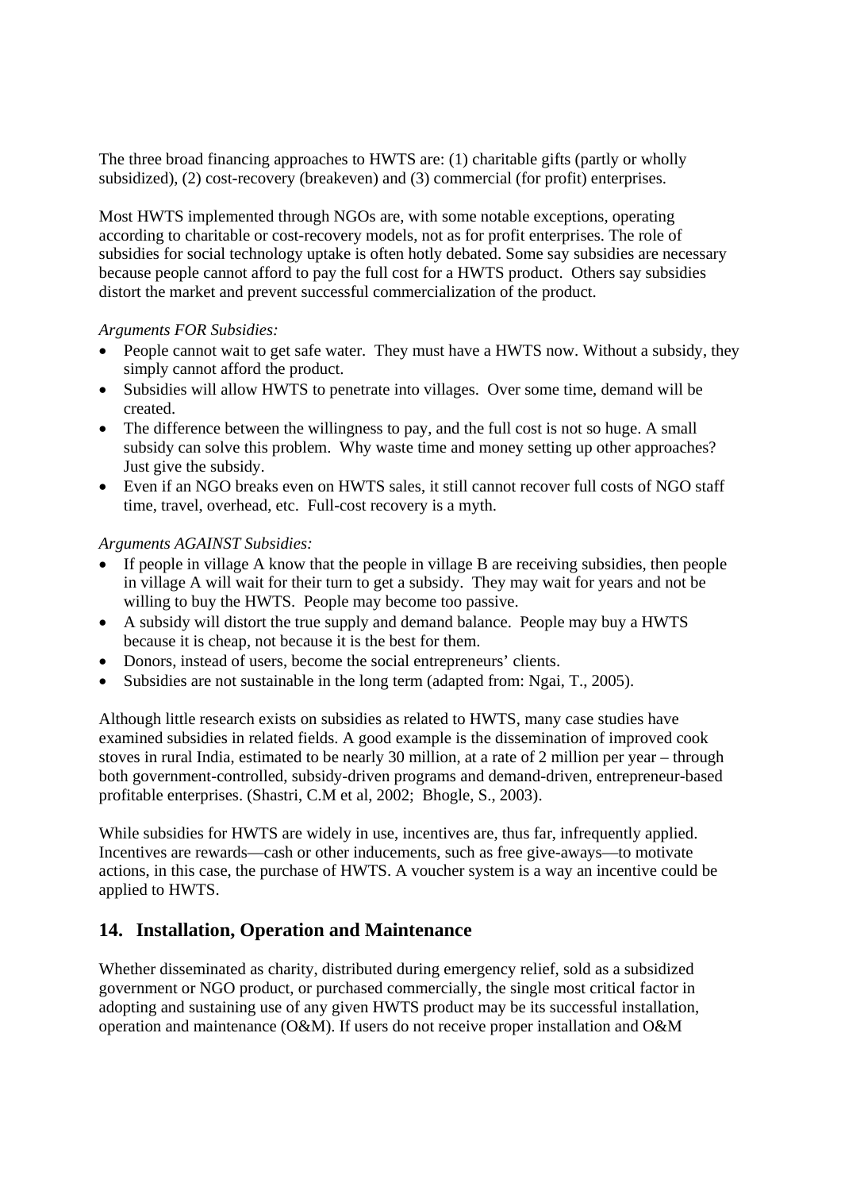The three broad financing approaches to HWTS are: (1) charitable gifts (partly or wholly subsidized), (2) cost-recovery (breakeven) and (3) commercial (for profit) enterprises.

Most HWTS implemented through NGOs are, with some notable exceptions, operating according to charitable or cost-recovery models, not as for profit enterprises. The role of subsidies for social technology uptake is often hotly debated. Some say subsidies are necessary because people cannot afford to pay the full cost for a HWTS product. Others say subsidies distort the market and prevent successful commercialization of the product.

*Arguments FOR Subsidies:*

- People cannot wait to get safe water. They must have a HWTS now. Without a subsidy, they simply cannot afford the product.
- Subsidies will allow HWTS to penetrate into villages. Over some time, demand will be created.
- The difference between the willingness to pay, and the full cost is not so huge. A small subsidy can solve this problem. Why waste time and money setting up other approaches? Just give the subsidy.
- Even if an NGO breaks even on HWTS sales, it still cannot recover full costs of NGO staff time, travel, overhead, etc. Full-cost recovery is a myth.

*Arguments AGAINST Subsidies:*

- If people in village A know that the people in village B are receiving subsidies, then people in village A will wait for their turn to get a subsidy. They may wait for years and not be willing to buy the HWTS. People may become too passive.
- A subsidy will distort the true supply and demand balance. People may buy a HWTS because it is cheap, not because it is the best for them.
- Donors, instead of users, become the social entrepreneurs' clients.
- Subsidies are not sustainable in the long term (adapted from: Ngai, T., 2005).

Although little research exists on subsidies as related to HWTS, many case studies have examined subsidies in related fields. A good example is the dissemination of improved cook stoves in rural India, estimated to be nearly 30 million, at a rate of 2 million per year – through both government-controlled, subsidy-driven programs and demand-driven, entrepreneur-based profitable enterprises. (Shastri, C.M et al, 2002; Bhogle, S., 2003).

While subsidies for HWTS are widely in use, incentives are, thus far, infrequently applied. Incentives are rewards—cash or other inducements, such as free give-aways—to motivate actions, in this case, the purchase of HWTS. A voucher system is a way an incentive could be applied to HWTS.

## 14. Installation, Operation and Maintenance

Whether disseminated as charity, distributed during emergency relief, sold as a subsidized government or NGO product, or purchased commercially, the single most critical factor in adopting and sustaining use of any given HWTS product may be its successful installation, operation and maintenance (O&M). If users do not receive proper installation and O&M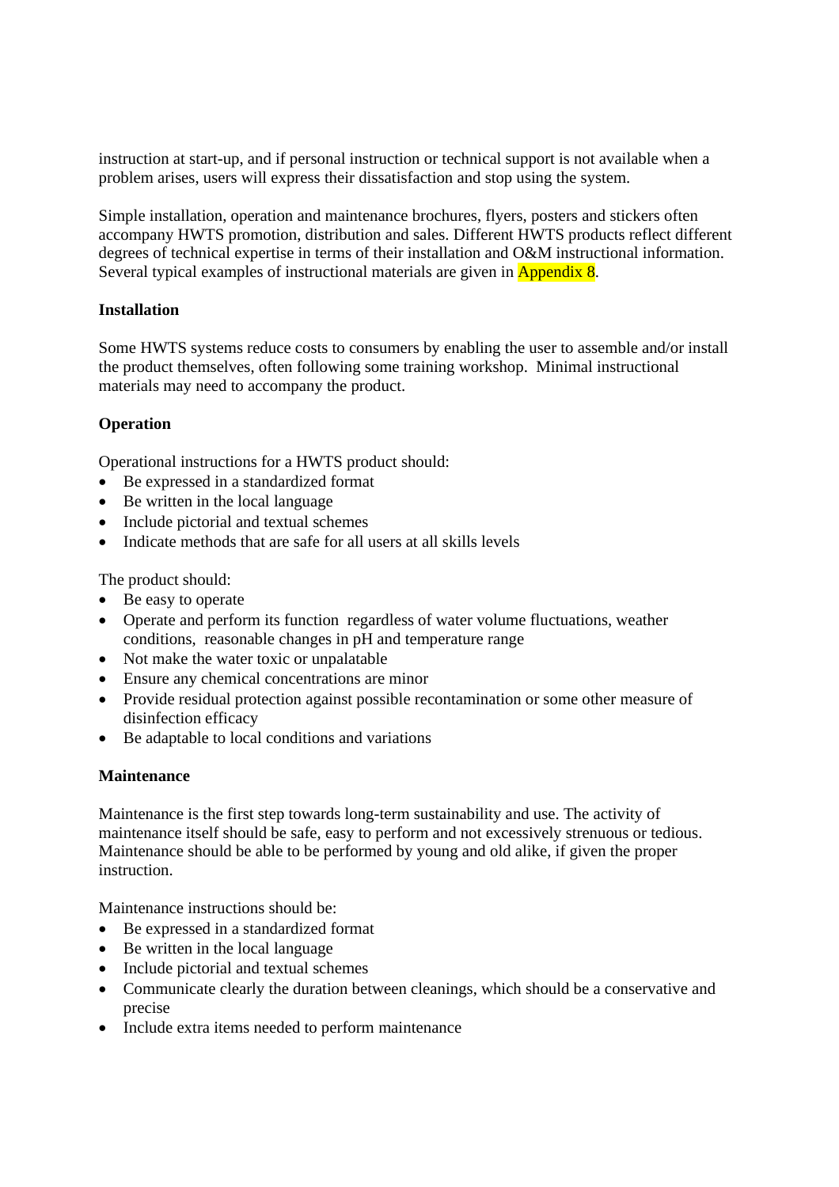instruction at start-up, and if personal instruction or technical support is not available when a problem arises, users will express their dissatisfaction and stop using the system.

Simple installation, operation and maintenance brochures, flyers, posters and stickers often accompany HWTS promotion, distribution and sales. Different HWTS products reflect different degrees of technical expertise in terms of their installation and O&M instructional information. Several typical examples of instructional materials are given in Appendix 8.

**Installation**

Some HWTS systems reduce costs to consumers by enabling the user to assemble and/or install the product themselves, often following some training workshop. Minimal instructional materials may need to accompany the product.

**Operation**

Operational instructions for a HWTS product should:

- Be expressed in a standardized format
- Be written in the local language
- Include pictorial and textual schemes
- Indicate methods that are safe for all users at all skills levels

The product should:

- Be easy to operate
- Operate and perform its function regardless of water volume fluctuations, weather conditions, reasonable changes in pH and temperature range
- Not make the water toxic or unpalatable
- Ensure any chemical concentrations are minor
- Provide residual protection against possible recontamination or some other measure of disinfection efficacy
- Be adaptable to local conditions and variations

**Maintenance**

Maintenance is the first step towards long-term sustainability and use. The activity of maintenance itself should be safe, easy to perform and not excessively strenuous or tedious. Maintenance should be able to be performed by young and old alike, if given the proper instruction.

Maintenance instructions should be:

- Be expressed in a standardized format
- Be written in the local language
- Include pictorial and textual schemes
- Communicate clearly the duration between cleanings, which should be a conservative and precise
- Include extra items needed to perform maintenance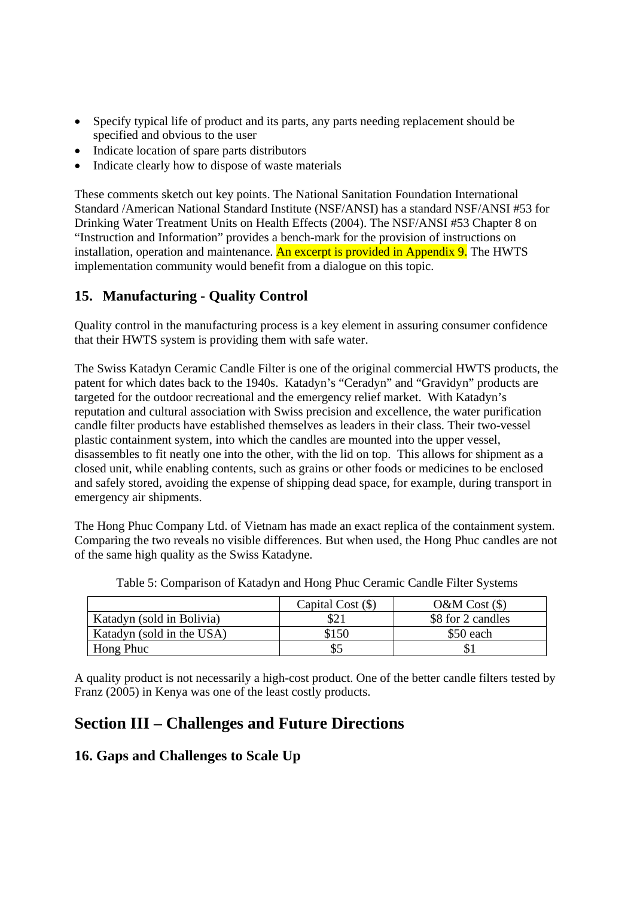- Specify typical life of product and its parts, any parts needing replacement should be specified and obvious to the user
- Indicate location of spare parts distributors
- Indicate clearly how to dispose of waste materials

These comments sketch out key points. The National Sanitation Foundation International Standard /American National Standard Institute (NSF/ANSI) has a standard NSF/ANSI #53 for Drinking Water Treatment Units on Health Effects (2004). The NSF/ANSI #53 Chapter 8 on "Instruction and Information" provides a bench-mark for the provision of instructions on installation, operation and maintenance. An excerpt is provided in Appendix 9. The HWTS implementation community would benefit from a dialogue on this topic.

## 15. Manufacturing - Quality Control

Quality control in the manufacturing process is a key element in assuring consumer confidence that their HWTS system is providing them with safe water.

The Swiss Katadyn Ceramic Candle Filter is one of the original commercial HWTS products, the patent for which dates back to the 1940s. Katadyn's "Ceradyn" and "Gravidyn" products are targeted for the outdoor recreational and the emergency relief market. With Katadyn's reputation and cultural association with Swiss precision and excellence, the water purification candle filter products have established themselves as leaders in their class. Their two-vessel plastic containment system, into which the candles are mounted into the upper vessel, disassembles to fit neatly one into the other, with the lid on top. This allows for shipment as a closed unit, while enabling contents, such as grains or other foods or medicines to be enclosed and safely stored, avoiding the expense of shipping dead space, for example, during transport in emergency air shipments.

The Hong Phuc Company Ltd. of Vietnam has made an exact replica of the containment system. Comparing the two reveals no visible differences. But when used, the Hong Phuc candles are not of the same high quality as the Swiss Katadyne.

Table 5: Comparison of Katadyn and Hong Phuc Ceramic Candle Filter Systems

| | Capital Cost ($) | O&M Cost ($) |
|---|---|---|
| Katadyn (sold in Bolivia) | $21 | $8 for 2 candles |
| Katadyn (sold in the USA) | $150 | $50 each |
| Hong Phuc | $5 | $1 |

A quality product is not necessarily a high-cost product. One of the better candle filters tested by Franz (2005) in Kenya was one of the least costly products.

# Section III – Challenges and Future Directions

## 16. Gaps and Challenges to Scale Up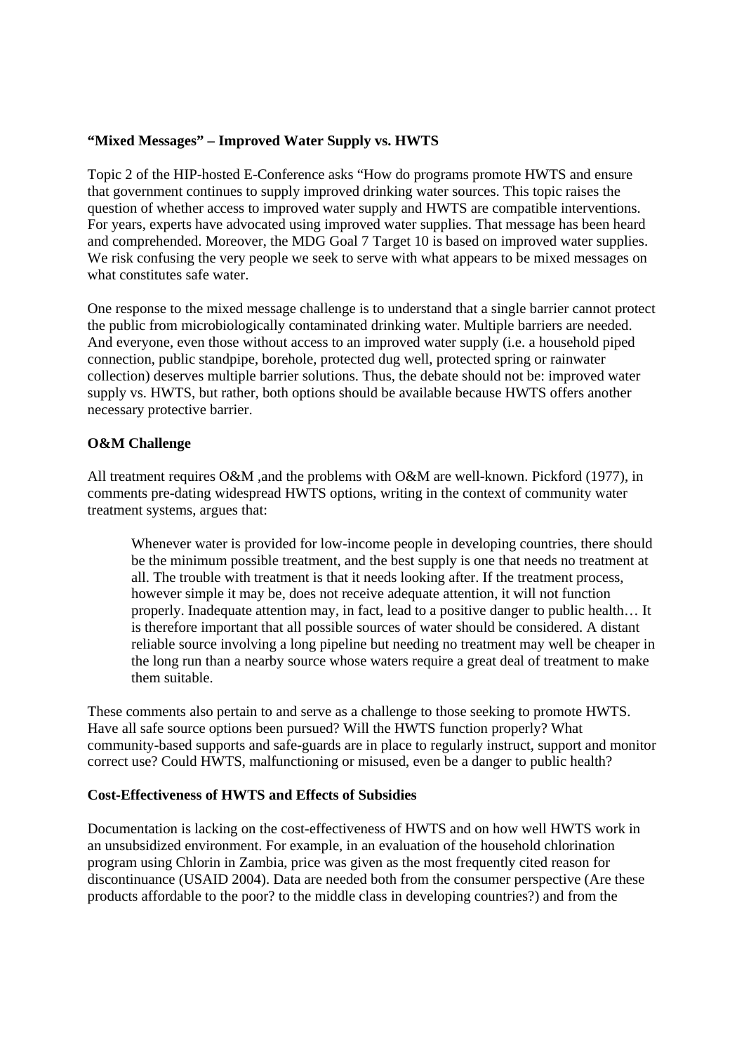**"Mixed Messages" – Improved Water Supply vs. HWTS**

Topic 2 of the HIP-hosted E-Conference asks "How do programs promote HWTS and ensure that government continues to supply improved drinking water sources. This topic raises the question of whether access to improved water supply and HWTS are compatible interventions. For years, experts have advocated using improved water supplies. That message has been heard and comprehended. Moreover, the MDG Goal 7 Target 10 is based on improved water supplies. We risk confusing the very people we seek to serve with what appears to be mixed messages on what constitutes safe water.

One response to the mixed message challenge is to understand that a single barrier cannot protect the public from microbiologically contaminated drinking water. Multiple barriers are needed. And everyone, even those without access to an improved water supply (i.e. a household piped connection, public standpipe, borehole, protected dug well, protected spring or rainwater collection) deserves multiple barrier solutions. Thus, the debate should not be: improved water supply vs. HWTS, but rather, both options should be available because HWTS offers another necessary protective barrier.

**O&M Challenge**

All treatment requires O&M ,and the problems with O&M are well-known. Pickford (1977), in comments pre-dating widespread HWTS options, writing in the context of community water treatment systems, argues that:

> Whenever water is provided for low-income people in developing countries, there should be the minimum possible treatment, and the best supply is one that needs no treatment at all. The trouble with treatment is that it needs looking after. If the treatment process, however simple it may be, does not receive adequate attention, it will not function properly. Inadequate attention may, in fact, lead to a positive danger to public health… It is therefore important that all possible sources of water should be considered. A distant reliable source involving a long pipeline but needing no treatment may well be cheaper in the long run than a nearby source whose waters require a great deal of treatment to make them suitable.

These comments also pertain to and serve as a challenge to those seeking to promote HWTS. Have all safe source options been pursued? Will the HWTS function properly? What community-based supports and safe-guards are in place to regularly instruct, support and monitor correct use? Could HWTS, malfunctioning or misused, even be a danger to public health?

**Cost-Effectiveness of HWTS and Effects of Subsidies**

Documentation is lacking on the cost-effectiveness of HWTS and on how well HWTS work in an unsubsidized environment. For example, in an evaluation of the household chlorination program using Chlorin in Zambia, price was given as the most frequently cited reason for discontinuance (USAID 2004). Data are needed both from the consumer perspective (Are these products affordable to the poor? to the middle class in developing countries?) and from the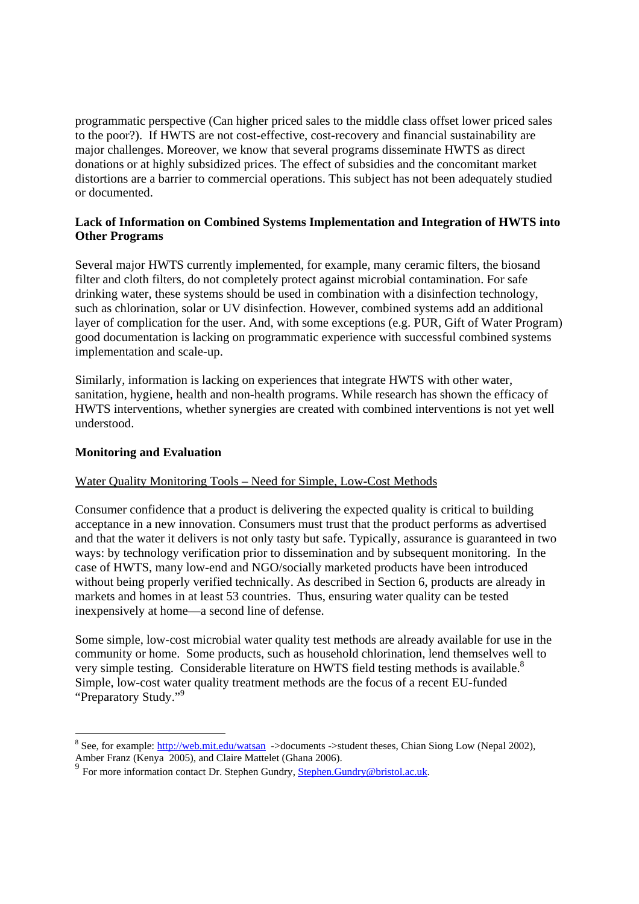programmatic perspective (Can higher priced sales to the middle class offset lower priced sales to the poor?). If HWTS are not cost-effective, cost-recovery and financial sustainability are major challenges. Moreover, we know that several programs disseminate HWTS as direct donations or at highly subsidized prices. The effect of subsidies and the concomitant market distortions are a barrier to commercial operations. This subject has not been adequately studied or documented.

**Lack of Information on Combined Systems Implementation and Integration of HWTS into Other Programs**

Several major HWTS currently implemented, for example, many ceramic filters, the biosand filter and cloth filters, do not completely protect against microbial contamination. For safe drinking water, these systems should be used in combination with a disinfection technology, such as chlorination, solar or UV disinfection. However, combined systems add an additional layer of complication for the user. And, with some exceptions (e.g. PUR, Gift of Water Program) good documentation is lacking on programmatic experience with successful combined systems implementation and scale-up.

Similarly, information is lacking on experiences that integrate HWTS with other water, sanitation, hygiene, health and non-health programs. While research has shown the efficacy of HWTS interventions, whether synergies are created with combined interventions is not yet well understood.

**Monitoring and Evaluation**

Water Quality Monitoring Tools – Need for Simple, Low-Cost Methods

Consumer confidence that a product is delivering the expected quality is critical to building acceptance in a new innovation. Consumers must trust that the product performs as advertised and that the water it delivers is not only tasty but safe. Typically, assurance is guaranteed in two ways: by technology verification prior to dissemination and by subsequent monitoring. In the case of HWTS, many low-end and NGO/socially marketed products have been introduced without being properly verified technically. As described in Section 6, products are already in markets and homes in at least 53 countries. Thus, ensuring water quality can be tested inexpensively at home—a second line of defense.

Some simple, low-cost microbial water quality test methods are already available for use in the community or home. Some products, such as household chlorination, lend themselves well to very simple testing. Considerable literature on HWTS field testing methods is available.[8] Simple, low-cost water quality treatment methods are the focus of a recent EU-funded "Preparatory Study."[9]

---

[8] See, for example: http://web.mit.edu/watsan ->documents ->student theses, Chian Siong Low (Nepal 2002), Amber Franz (Kenya 2005), and Claire Mattelet (Ghana 2006).

[9] For more information contact Dr. Stephen Gundry, Stephen.Gundry@bristol.ac.uk.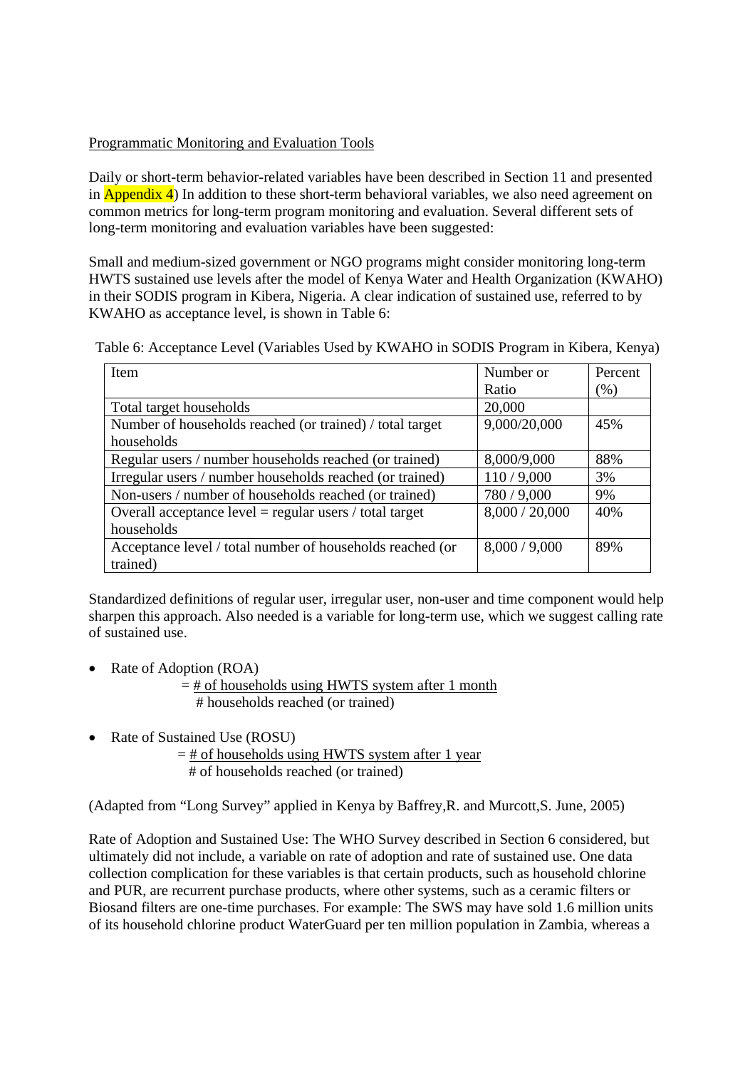Programmatic Monitoring and Evaluation Tools

Daily or short-term behavior-related variables have been described in Section 11 and presented in Appendix 4) In addition to these short-term behavioral variables, we also need agreement on common metrics for long-term program monitoring and evaluation. Several different sets of long-term monitoring and evaluation variables have been suggested:

Small and medium-sized government or NGO programs might consider monitoring long-term HWTS sustained use levels after the model of Kenya Water and Health Organization (KWAHO) in their SODIS program in Kibera, Nigeria. A clear indication of sustained use, referred to by KWAHO as acceptance level, is shown in Table 6:

Table 6: Acceptance Level (Variables Used by KWAHO in SODIS Program in Kibera, Kenya)

| Item | Number or Ratio | Percent (%) |
|---|---|---|
| Total target households | 20,000 | |
| Number of households reached (or trained) / total target households | 9,000/20,000 | 45% |
| Regular users / number households reached (or trained) | 8,000/9,000 | 88% |
| Irregular users / number households reached (or trained) | 110 / 9,000 | 3% |
| Non-users / number of households reached (or trained) | 780 / 9,000 | 9% |
| Overall acceptance level = regular users / total target households | 8,000 / 20,000 | 40% |
| Acceptance level / total number of households reached (or trained) | 8,000 / 9,000 | 89% |

Standardized definitions of regular user, irregular user, non-user and time component would help sharpen this approach. Also needed is a variable for long-term use, which we suggest calling rate of sustained use.

- Rate of Adoption (ROA)

$$= \frac{\text{\# of households using HWTS system after 1 month}}{\text{\# households reached (or trained)}}$$

- Rate of Sustained Use (ROSU)

$$= \frac{\text{\# of households using HWTS system after 1 year}}{\text{\# of households reached (or trained)}}$$

(Adapted from "Long Survey" applied in Kenya by Baffrey,R. and Murcott,S. June, 2005)

Rate of Adoption and Sustained Use: The WHO Survey described in Section 6 considered, but ultimately did not include, a variable on rate of adoption and rate of sustained use. One data collection complication for these variables is that certain products, such as household chlorine and PUR, are recurrent purchase products, where other systems, such as a ceramic filters or Biosand filters are one-time purchases. For example: The SWS may have sold 1.6 million units of its household chlorine product WaterGuard per ten million population in Zambia, whereas a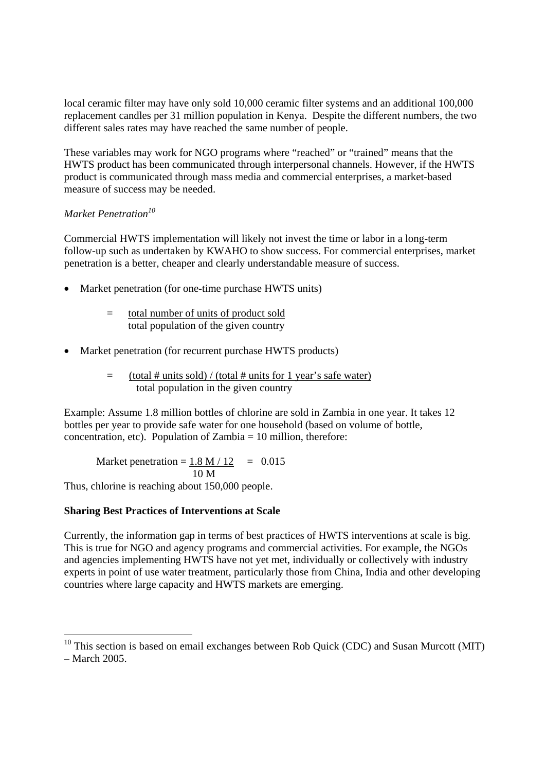local ceramic filter may have only sold 10,000 ceramic filter systems and an additional 100,000 replacement candles per 31 million population in Kenya. Despite the different numbers, the two different sales rates may have reached the same number of people.

These variables may work for NGO programs where "reached" or "trained" means that the HWTS product has been communicated through interpersonal channels. However, if the HWTS product is communicated through mass media and commercial enterprises, a market-based measure of success may be needed.

*Market Penetration*[10]

Commercial HWTS implementation will likely not invest the time or labor in a long-term follow-up such as undertaken by KWAHO to show success. For commercial enterprises, market penetration is a better, cheaper and clearly understandable measure of success.

- Market penetration (for one-time purchase HWTS units)

$$= \frac{\text{total number of units of product sold}}{\text{total population of the given country}}$$

- Market penetration (for recurrent purchase HWTS products)

$$= \frac{(\text{total \# units sold}) / (\text{total \# units for 1 year's safe water})}{\text{total population in the given country}}$$

Example: Assume 1.8 million bottles of chlorine are sold in Zambia in one year. It takes 12 bottles per year to provide safe water for one household (based on volume of bottle, concentration, etc). Population of Zambia = 10 million, therefore:

$$\text{Market penetration} = \frac{1.8\text{ M} / 12}{10\text{ M}} = 0.015$$

Thus, chlorine is reaching about 150,000 people.

**Sharing Best Practices of Interventions at Scale**

Currently, the information gap in terms of best practices of HWTS interventions at scale is big. This is true for NGO and agency programs and commercial activities. For example, the NGOs and agencies implementing HWTS have not yet met, individually or collectively with industry experts in point of use water treatment, particularly those from China, India and other developing countries where large capacity and HWTS markets are emerging.

---

[10] This section is based on email exchanges between Rob Quick (CDC) and Susan Murcott (MIT) – March 2005.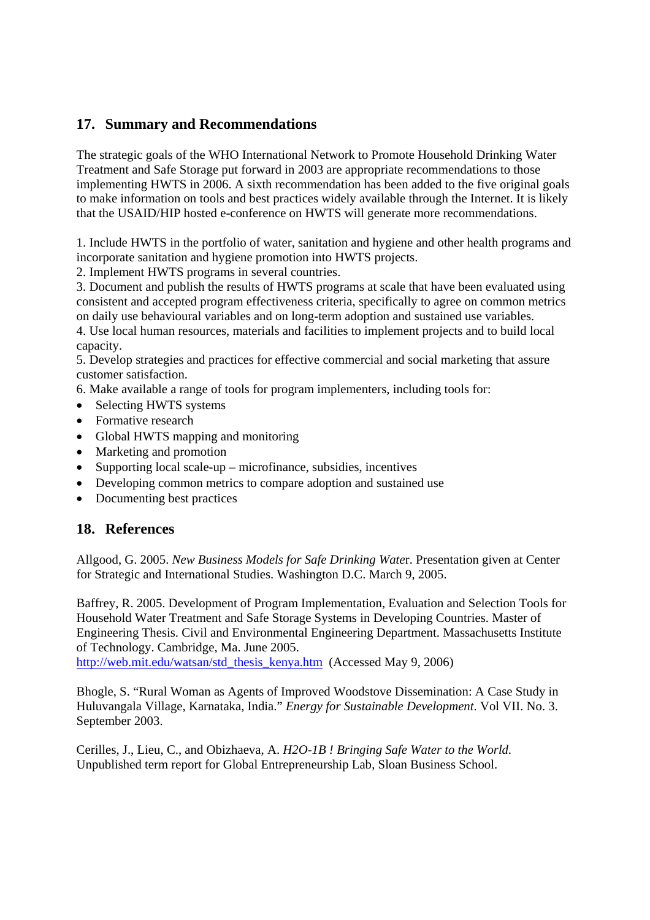## 17. Summary and Recommendations

The strategic goals of the WHO International Network to Promote Household Drinking Water Treatment and Safe Storage put forward in 2003 are appropriate recommendations to those implementing HWTS in 2006. A sixth recommendation has been added to the five original goals to make information on tools and best practices widely available through the Internet. It is likely that the USAID/HIP hosted e-conference on HWTS will generate more recommendations.

1. Include HWTS in the portfolio of water, sanitation and hygiene and other health programs and incorporate sanitation and hygiene promotion into HWTS projects.
2. Implement HWTS programs in several countries.
3. Document and publish the results of HWTS programs at scale that have been evaluated using consistent and accepted program effectiveness criteria, specifically to agree on common metrics on daily use behavioural variables and on long-term adoption and sustained use variables.
4. Use local human resources, materials and facilities to implement projects and to build local capacity.
5. Develop strategies and practices for effective commercial and social marketing that assure customer satisfaction.
6. Make available a range of tools for program implementers, including tools for:

- Selecting HWTS systems
- Formative research
- Global HWTS mapping and monitoring
- Marketing and promotion
- Supporting local scale-up – microfinance, subsidies, incentives
- Developing common metrics to compare adoption and sustained use
- Documenting best practices

## 18. References

Allgood, G. 2005. *New Business Models for Safe Drinking Water*. Presentation given at Center for Strategic and International Studies. Washington D.C. March 9, 2005.

Baffrey, R. 2005. Development of Program Implementation, Evaluation and Selection Tools for Household Water Treatment and Safe Storage Systems in Developing Countries. Master of Engineering Thesis. Civil and Environmental Engineering Department. Massachusetts Institute of Technology. Cambridge, Ma. June 2005. http://web.mit.edu/watsan/std_thesis_kenya.htm (Accessed May 9, 2006)

Bhogle, S. "Rural Woman as Agents of Improved Woodstove Dissemination: A Case Study in Huluvangala Village, Karnataka, India." *Energy for Sustainable Development.* Vol VII. No. 3. September 2003.

Cerilles, J., Lieu, C., and Obizhaeva, A. *H2O-1B ! Bringing Safe Water to the World.* Unpublished term report for Global Entrepreneurship Lab, Sloan Business School.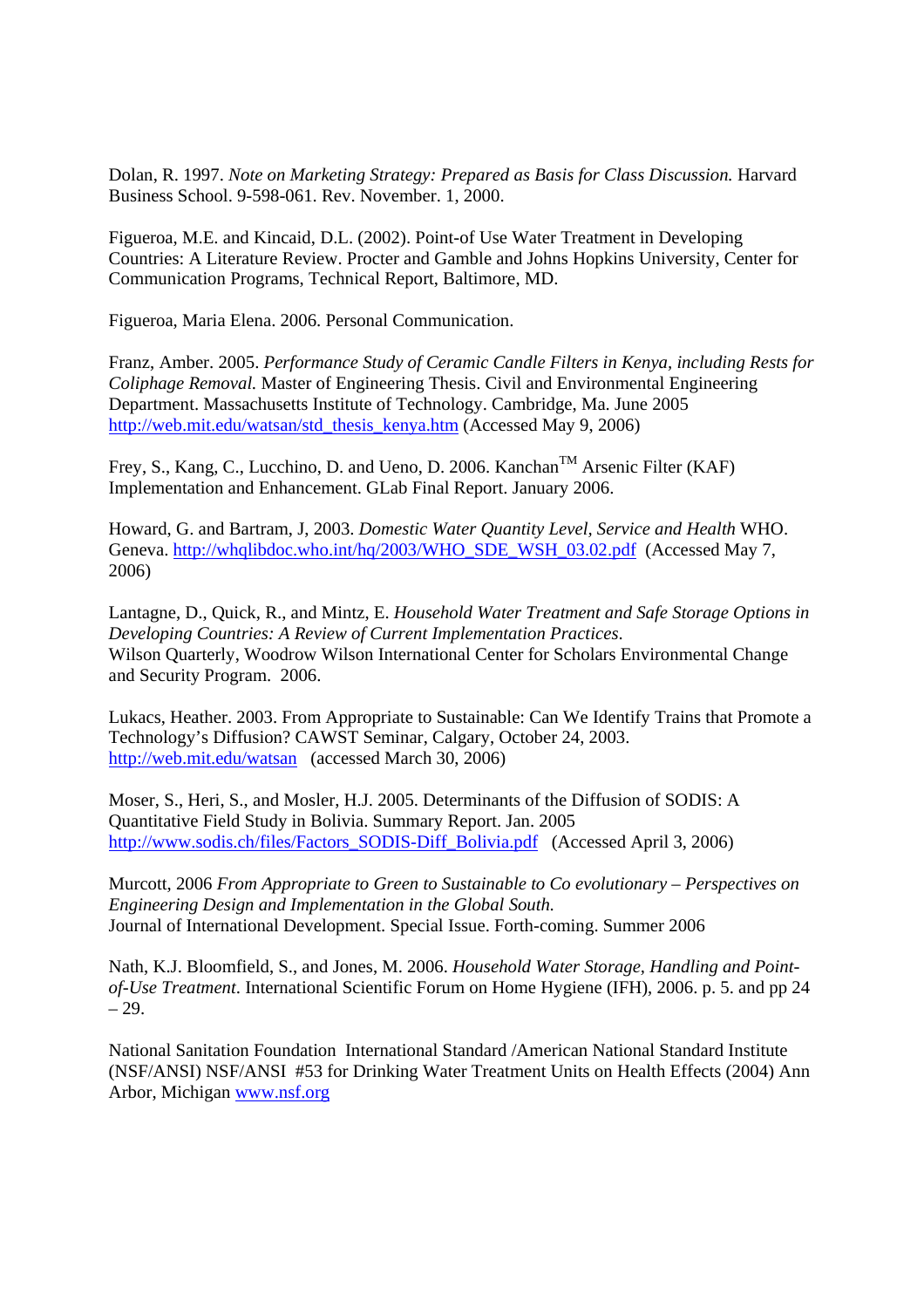Dolan, R. 1997. *Note on Marketing Strategy: Prepared as Basis for Class Discussion.* Harvard Business School. 9-598-061. Rev. November. 1, 2000.

Figueroa, M.E. and Kincaid, D.L. (2002). Point-of Use Water Treatment in Developing Countries: A Literature Review. Procter and Gamble and Johns Hopkins University, Center for Communication Programs, Technical Report, Baltimore, MD.

Figueroa, Maria Elena. 2006. Personal Communication.

Franz, Amber. 2005. *Performance Study of Ceramic Candle Filters in Kenya, including Rests for Coliphage Removal.* Master of Engineering Thesis. Civil and Environmental Engineering Department. Massachusetts Institute of Technology. Cambridge, Ma. June 2005 http://web.mit.edu/watsan/std_thesis_kenya.htm (Accessed May 9, 2006)

Frey, S., Kang, C., Lucchino, D. and Ueno, D. 2006. Kanchan[TM] Arsenic Filter (KAF) Implementation and Enhancement. GLab Final Report. January 2006.

Howard, G. and Bartram, J, 2003. *Domestic Water Quantity Level, Service and Health* WHO. Geneva. http://whqlibdoc.who.int/hq/2003/WHO_SDE_WSH_03.02.pdf (Accessed May 7, 2006)

Lantagne, D., Quick, R., and Mintz, E. *Household Water Treatment and Safe Storage Options in Developing Countries: A Review of Current Implementation Practices*. Wilson Quarterly, Woodrow Wilson International Center for Scholars Environmental Change and Security Program. 2006.

Lukacs, Heather. 2003. From Appropriate to Sustainable: Can We Identify Trains that Promote a Technology's Diffusion? CAWST Seminar, Calgary, October 24, 2003. http://web.mit.edu/watsan (accessed March 30, 2006)

Moser, S., Heri, S., and Mosler, H.J. 2005. Determinants of the Diffusion of SODIS: A Quantitative Field Study in Bolivia. Summary Report. Jan. 2005 http://www.sodis.ch/files/Factors_SODIS-Diff_Bolivia.pdf (Accessed April 3, 2006)

Murcott, 2006 *From Appropriate to Green to Sustainable to Co evolutionary – Perspectives on Engineering Design and Implementation in the Global South.* Journal of International Development. Special Issue. Forth-coming. Summer 2006

Nath, K.J. Bloomfield, S., and Jones, M. 2006. *Household Water Storage, Handling and Point-of-Use Treatment*. International Scientific Forum on Home Hygiene (IFH), 2006. p. 5. and pp 24 – 29.

National Sanitation Foundation International Standard /American National Standard Institute (NSF/ANSI) NSF/ANSI #53 for Drinking Water Treatment Units on Health Effects (2004) Ann Arbor, Michigan www.nsf.org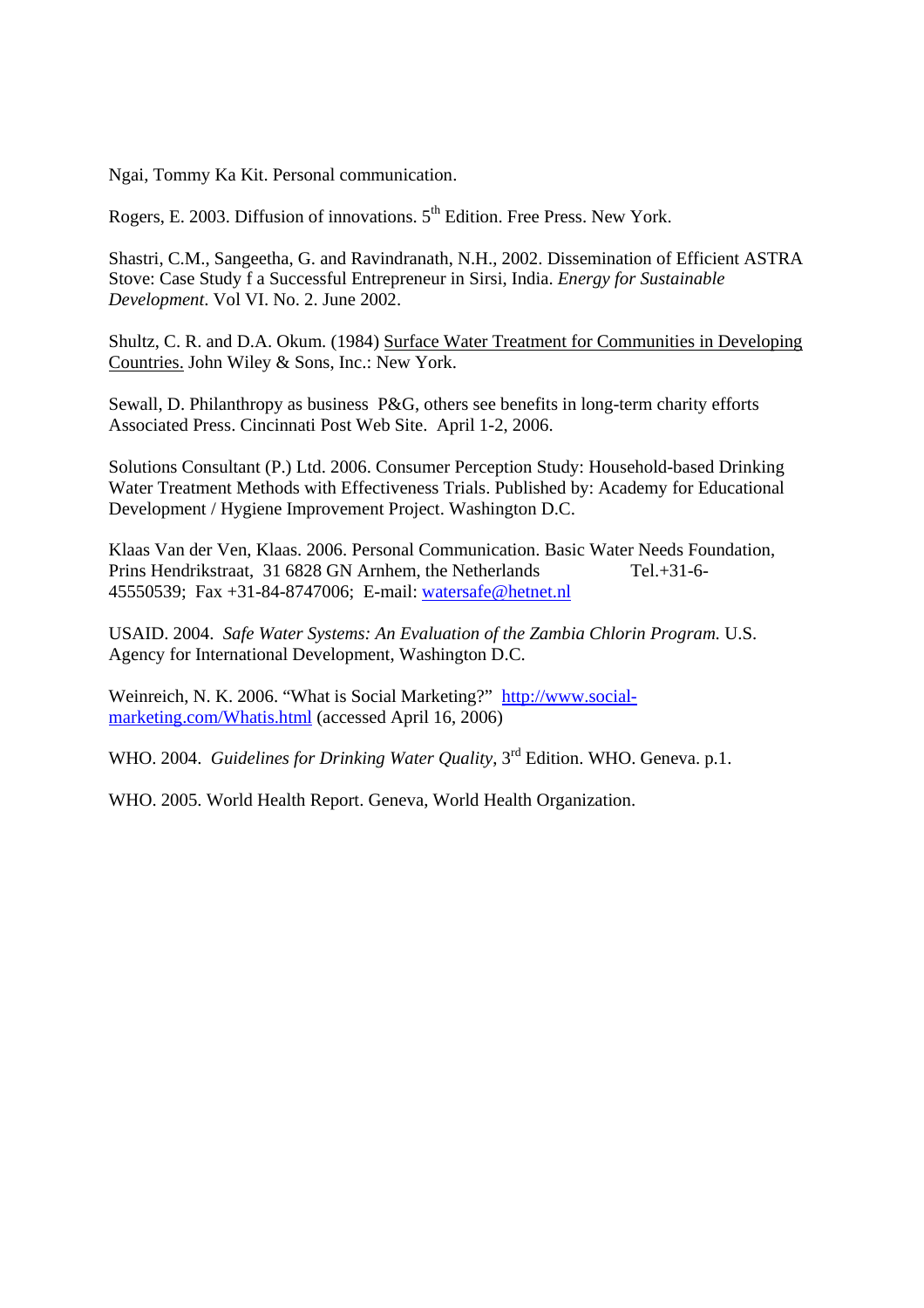Ngai, Tommy Ka Kit. Personal communication.

Rogers, E. 2003. Diffusion of innovations. 5th Edition. Free Press. New York.

Shastri, C.M., Sangeetha, G. and Ravindranath, N.H., 2002. Dissemination of Efficient ASTRA Stove: Case Study f a Successful Entrepreneur in Sirsi, India. *Energy for Sustainable Development*. Vol VI. No. 2. June 2002.

Shultz, C. R. and D.A. Okum. (1984) Surface Water Treatment for Communities in Developing Countries. John Wiley & Sons, Inc.: New York.

Sewall, D. Philanthropy as business P&G, others see benefits in long-term charity efforts Associated Press. Cincinnati Post Web Site. April 1-2, 2006.

Solutions Consultant (P.) Ltd. 2006. Consumer Perception Study: Household-based Drinking Water Treatment Methods with Effectiveness Trials. Published by: Academy for Educational Development / Hygiene Improvement Project. Washington D.C.

Klaas Van der Ven, Klaas. 2006. Personal Communication. Basic Water Needs Foundation, Prins Hendrikstraat, 31 6828 GN Arnhem, the Netherlands Tel.+31-6-45550539; Fax +31-84-8747006; E-mail: watersafe@hetnet.nl

USAID. 2004. *Safe Water Systems: An Evaluation of the Zambia Chlorin Program.* U.S. Agency for International Development, Washington D.C.

Weinreich, N. K. 2006. "What is Social Marketing?" http://www.social-marketing.com/Whatis.html (accessed April 16, 2006)

WHO. 2004. *Guidelines for Drinking Water Quality*, 3rd Edition. WHO. Geneva. p.1.

WHO. 2005. World Health Report. Geneva, World Health Organization.